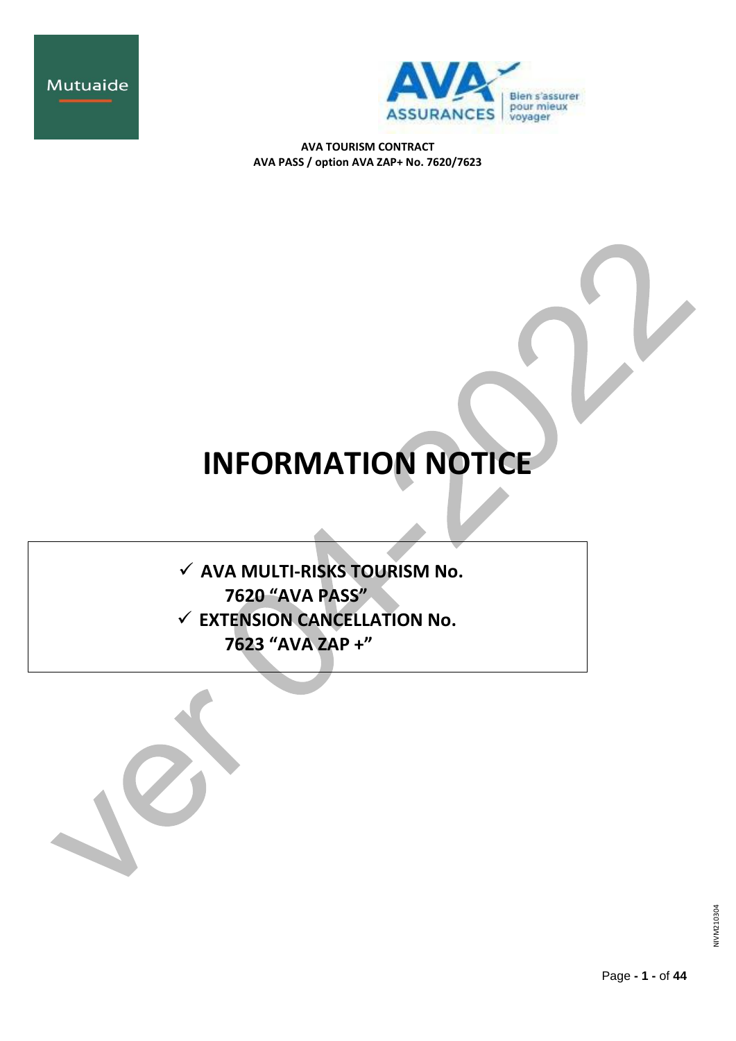Mutuaide

AVA ASSURANCES Bien s'assurer pour mieux voyager

**AVA TOURISM CONTRACT**
**AVA PASS / option AVA ZAP+ No. 7620/7623**

# INFORMATION NOTICE

- ✓ **AVA MULTI-RISKS TOURISM No. 7620 "AVA PASS"**
- ✓ **EXTENSION CANCELLATION No. 7623 "AVA ZAP +"**

ver 04-2022

NIVM210304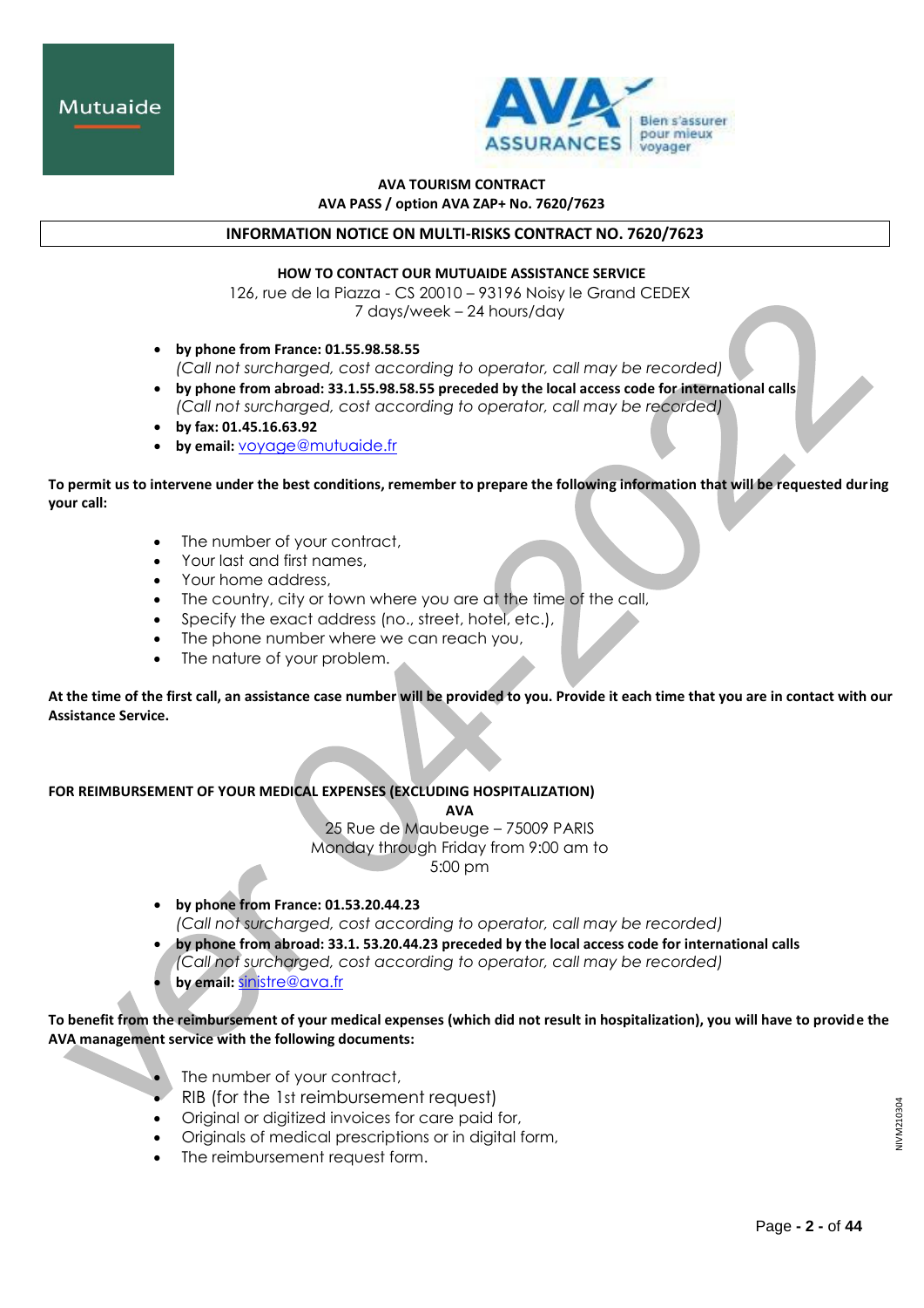**AVA TOURISM CONTRACT**
**AVA PASS / option AVA ZAP+ No. 7620/7623**

## INFORMATION NOTICE ON MULTI-RISKS CONTRACT NO. 7620/7623

### HOW TO CONTACT OUR MUTUAIDE ASSISTANCE SERVICE

126, rue de la Piazza - CS 20010 – 93196 Noisy le Grand CEDEX
7 days/week – 24 hours/day

- **by phone from France: 01.55.98.58.55**
  *(Call not surcharged, cost according to operator, call may be recorded)*
- **by phone from abroad: 33.1.55.98.58.55 preceded by the local access code for international calls**
  *(Call not surcharged, cost according to operator, call may be recorded)*
- **by fax: 01.45.16.63.92**
- **by email:** voyage@mutuaide.fr

**To permit us to intervene under the best conditions, remember to prepare the following information that will be requested during your call:**

- The number of your contract,
- Your last and first names,
- Your home address,
- The country, city or town where you are at the time of the call,
- Specify the exact address (no., street, hotel, etc.),
- The phone number where we can reach you,
- The nature of your problem.

**At the time of the first call, an assistance case number will be provided to you. Provide it each time that you are in contact with our Assistance Service.**

### FOR REIMBURSEMENT OF YOUR MEDICAL EXPENSES (EXCLUDING HOSPITALIZATION)

**AVA**
25 Rue de Maubeuge – 75009 PARIS
Monday through Friday from 9:00 am to 5:00 pm

- **by phone from France: 01.53.20.44.23**
  *(Call not surcharged, cost according to operator, call may be recorded)*
- **by phone from abroad: 33.1. 53.20.44.23 preceded by the local access code for international calls**
  *(Call not surcharged, cost according to operator, call may be recorded)*
- **by email:** sinistre@ava.fr

**To benefit from the reimbursement of your medical expenses (which did not result in hospitalization), you will have to provide the AVA management service with the following documents:**

- The number of your contract,
- RIB (for the 1st reimbursement request)
- Original or digitized invoices for care paid for,
- Originals of medical prescriptions or in digital form,
- The reimbursement request form.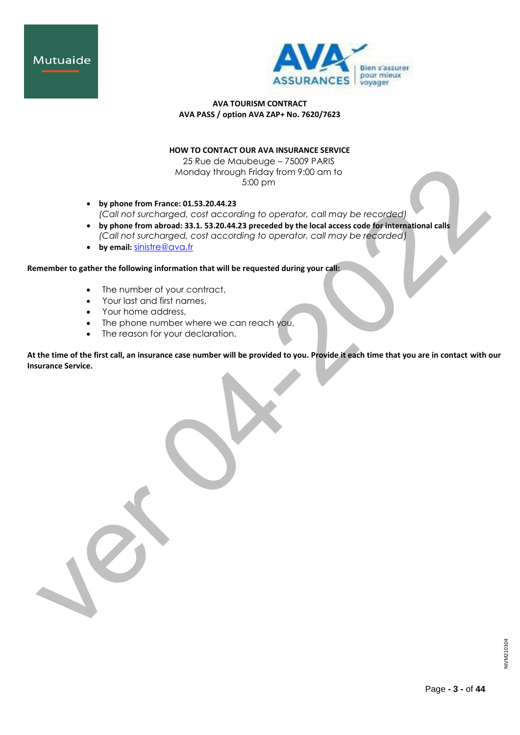**AVA TOURISM CONTRACT**
**AVA PASS / option AVA ZAP+ No. 7620/7623**

## HOW TO CONTACT OUR AVA INSURANCE SERVICE

25 Rue de Maubeuge – 75009 PARIS
Monday through Friday from 9:00 am to 5:00 pm

- **by phone from France: 01.53.20.44.23**
  *(Call not surcharged, cost according to operator, call may be recorded)*
- **by phone from abroad: 33.1. 53.20.44.23 preceded by the local access code for international calls**
  *(Call not surcharged, cost according to operator, call may be recorded)*
- **by email:** sinistre@ava.fr

**Remember to gather the following information that will be requested during your call:**

- The number of your contract,
- Your last and first names,
- Your home address,
- The phone number where we can reach you,
- The reason for your declaration.

**At the time of the first call, an insurance case number will be provided to you. Provide it each time that you are in contact with our Insurance Service.**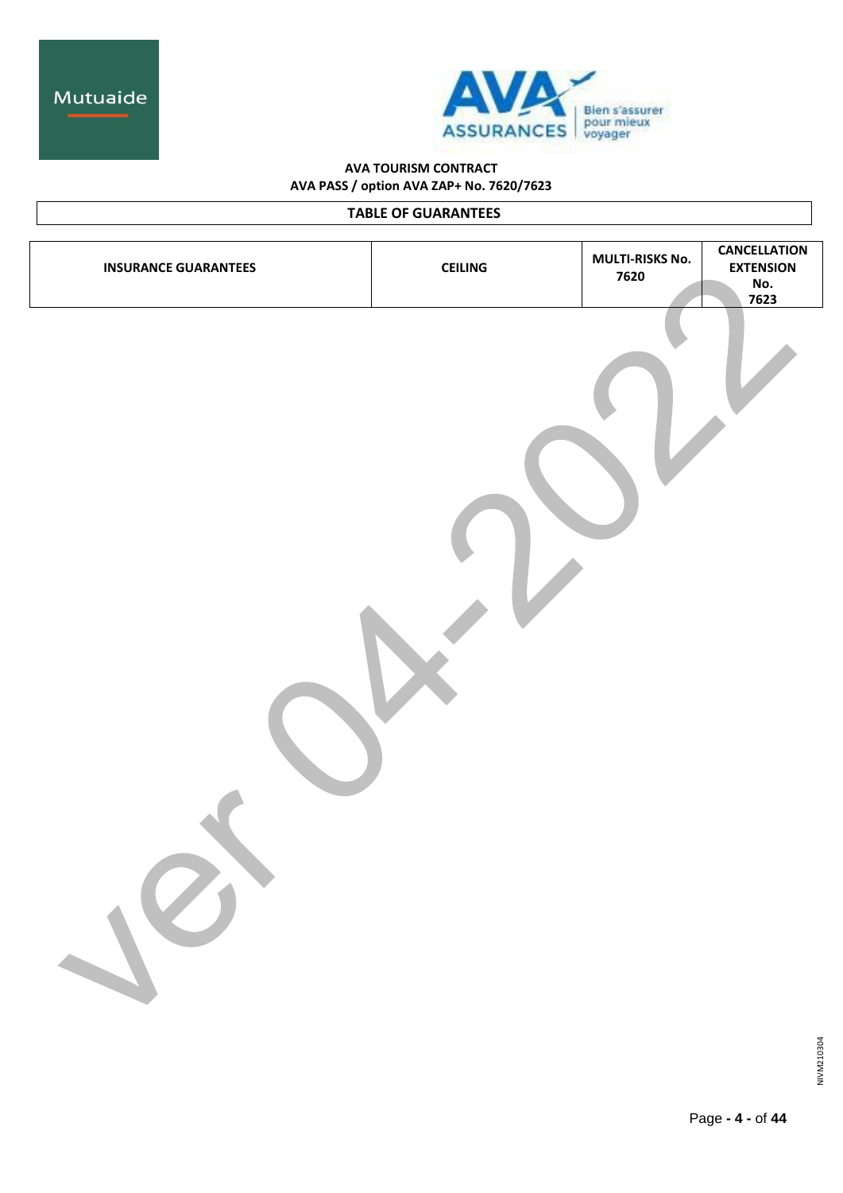**AVA TOURISM CONTRACT**
**AVA PASS / option AVA ZAP+ No. 7620/7623**

## TABLE OF GUARANTEES

| INSURANCE GUARANTEES | CEILING | MULTI-RISKS No. 7620 | CANCELLATION EXTENSION No. 7623 |
|---|---|---|---|

ver 04-2022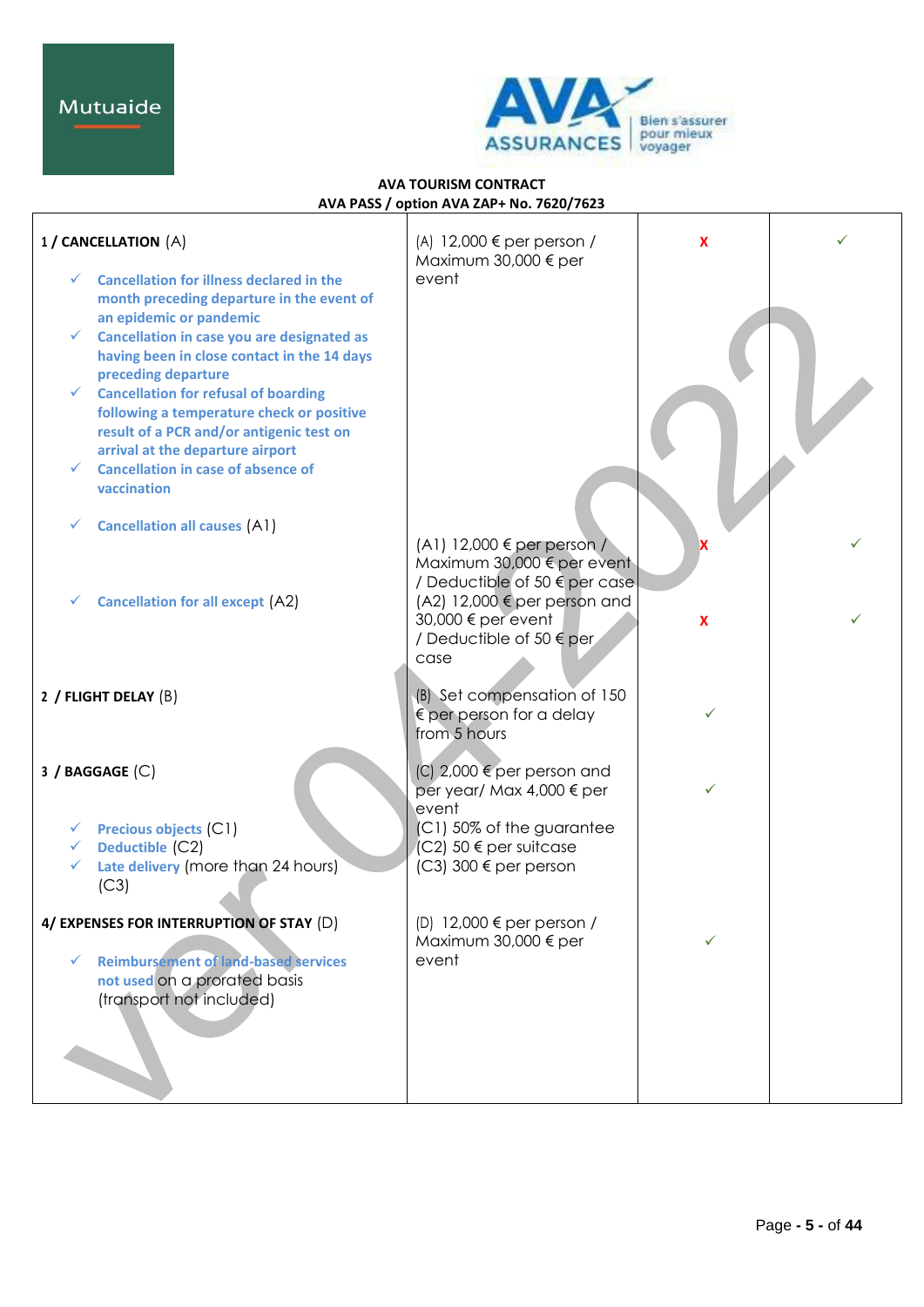**AVA TOURISM CONTRACT**
**AVA PASS / option AVA ZAP+ No. 7620/7623**

| | | | |
|---|---|---|---|
| **1 / CANCELLATION** (A)<br>✓ **Cancellation for illness declared in the month preceding departure in the event of an epidemic or pandemic**<br>✓ **Cancellation in case you are designated as having been in close contact in the 14 days preceding departure**<br>✓ **Cancellation for refusal of boarding following a temperature check or positive result of a PCR and/or antigenic test on arrival at the departure airport**<br>✓ **Cancellation in case of absence of vaccination** | (A) 12,000 € per person / Maximum 30,000 € per event | X | ✓ |
| ✓ **Cancellation all causes** (A1) | (A1) 12,000 € per person / Maximum 30,000 € per event / Deductible of 50 € per case | X | ✓ |
| ✓ **Cancellation for all except** (A2) | (A2) 12,000 € per person and 30,000 € per event / Deductible of 50 € per case | X | ✓ |
| **2 / FLIGHT DELAY** (B) | (B) Set compensation of 150 € per person for a delay from 5 hours | ✓ | |
| **3 / BAGGAGE** (C)<br>✓ **Precious objects** (C1)<br>✓ **Deductible** (C2)<br>✓ **Late delivery** (more than 24 hours) (C3) | (C) 2,000 € per person and per year/ Max 4,000 € per event<br>(C1) 50% of the guarantee<br>(C2) 50 € per suitcase<br>(C3) 300 € per person | ✓ | |
| **4/ EXPENSES FOR INTERRUPTION OF STAY** (D)<br>✓ **Reimbursement of land-based services not used** on a prorated basis (transport not included) | (D) 12,000 € per person / Maximum 30,000 € per event | ✓ | |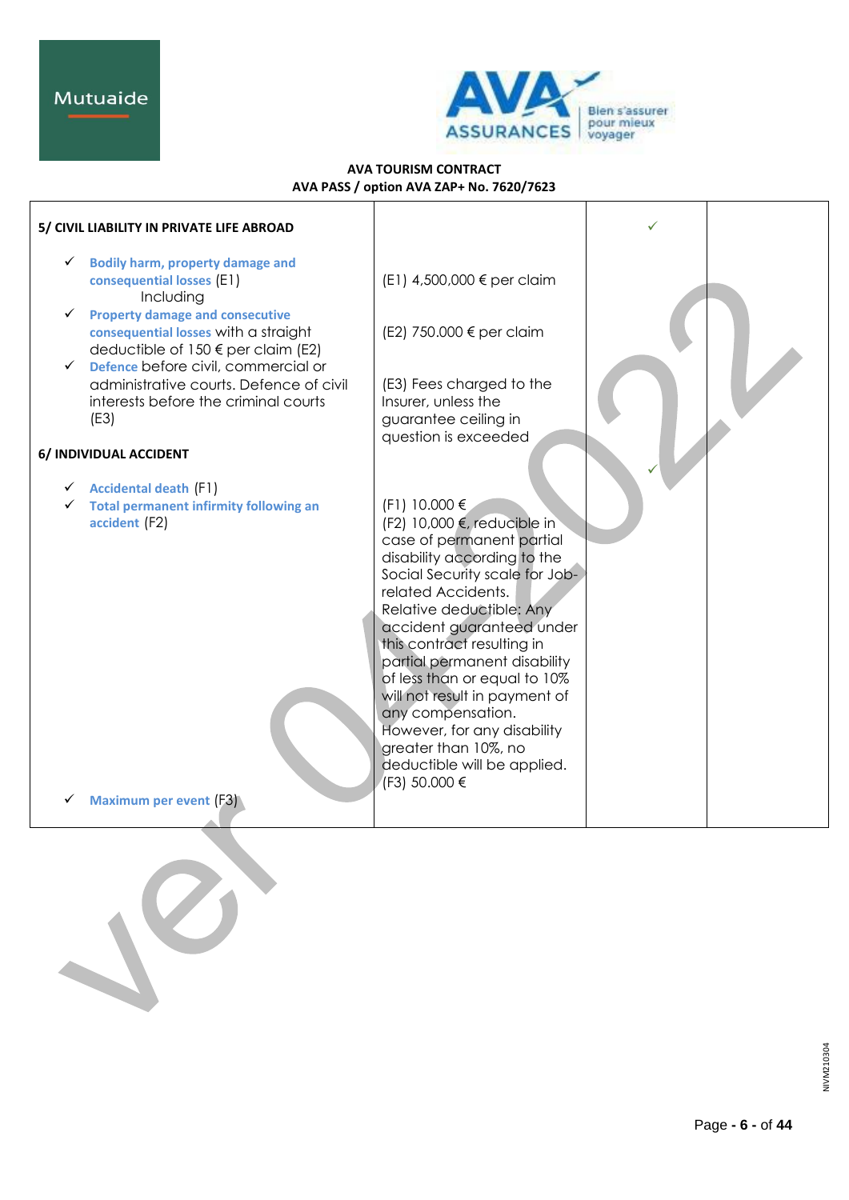**AVA TOURISM CONTRACT**
**AVA PASS / option AVA ZAP+ No. 7620/7623**

| | | | |
|---|---|---|---|
| **5/ CIVIL LIABILITY IN PRIVATE LIFE ABROAD**<br><br>✓ **Bodily harm, property damage and consequential losses** (E1)<br>Including<br>✓ **Property damage and consecutive consequential losses** with a straight deductible of 150 € per claim (E2)<br>✓ **Defence** before civil, commercial or administrative courts. Defence of civil interests before the criminal courts (E3) | <br><br>(E1) 4,500,000 € per claim<br><br>(E2) 750.000 € per claim<br><br>(E3) Fees charged to the Insurer, unless the guarantee ceiling in question is exceeded | ✓ | |
| **6/ INDIVIDUAL ACCIDENT**<br><br>✓ **Accidental death** (F1)<br>✓ **Total permanent infirmity following an accident** (F2)<br><br>✓ **Maximum per event** (F3) | (F1) 10.000 €<br>(F2) 10,000 €, reducible in case of permanent partial disability according to the Social Security scale for Job-related Accidents.<br>Relative deductible: Any accident guaranteed under this contract resulting in partial permanent disability of less than or equal to 10% will not result in payment of any compensation.<br>However, for any disability greater than 10%, no deductible will be applied.<br>(F3) 50.000 € | ✓ | |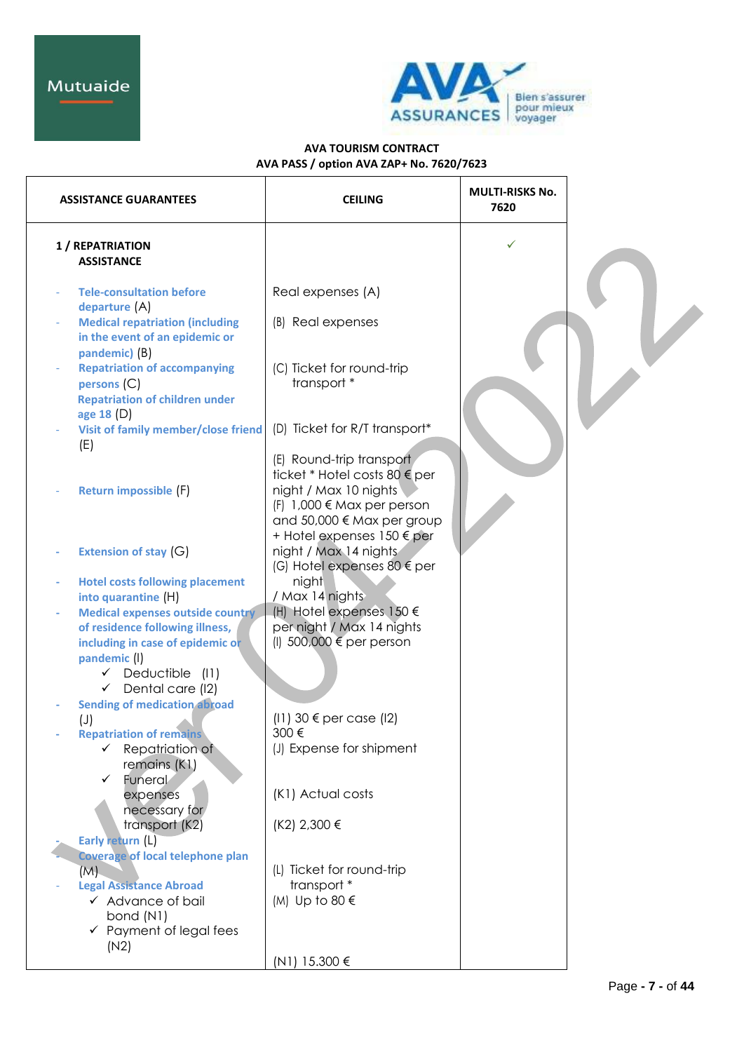Mutuaide

AVA ASSURANCES — Bien s'assurer pour mieux voyager

**AVA TOURISM CONTRACT**
**AVA PASS / option AVA ZAP+ No. 7620/7623**

| ASSISTANCE GUARANTEES | CEILING | MULTI-RISKS No. 7620 |
|---|---|---|
| **1 / REPATRIATION ASSISTANCE** | | ✓ |
| - **Tele-consultation before departure** (A) | Real expenses (A) | |
| - **Medical repatriation (including in the event of an epidemic or pandemic)** (B) | (B) Real expenses | |
| - **Repatriation of accompanying persons** (C) | (C) Ticket for round-trip transport * | |
| **Repatriation of children under age 18** (D) | (D) Ticket for R/T transport* | |
| - **Visit of family member/close friend** (E) | (E) Round-trip transport ticket * Hotel costs 80 € per night / Max 10 nights | |
| - **Return impossible** (F) | (F) 1,000 € Max per person and 50,000 € Max per group + Hotel expenses 150 € per night / Max 14 nights | |
| - **Extension of stay** (G) | (G) Hotel expenses 80 € per night / Max 14 nights | |
| - **Hotel costs following placement into quarantine** (H) | (H) Hotel expenses 150 € per night / Max 14 nights | |
| - **Medical expenses outside country of residence following illness, including in case of epidemic or pandemic** (I)<br>✓ Deductible (I1)<br>✓ Dental care (I2) | (I) 500,000 € per person<br><br>(I1) 30 € per case (I2) 300 € | |
| - **Sending of medication abroad** (J) | (J) Expense for shipment | |
| - **Repatriation of remains**<br>✓ Repatriation of remains (K1)<br>✓ Funeral expenses necessary for transport (K2) | (K1) Actual costs<br><br>(K2) 2,300 € | |
| - **Early return** (L) | (L) Ticket for round-trip transport * | |
| - **Coverage of local telephone plan** (M) | (M) Up to 80 € | |
| - **Legal Assistance Abroad**<br>✓ Advance of bail bond (N1)<br>✓ Payment of legal fees (N2) | (N1) 15.300 € | |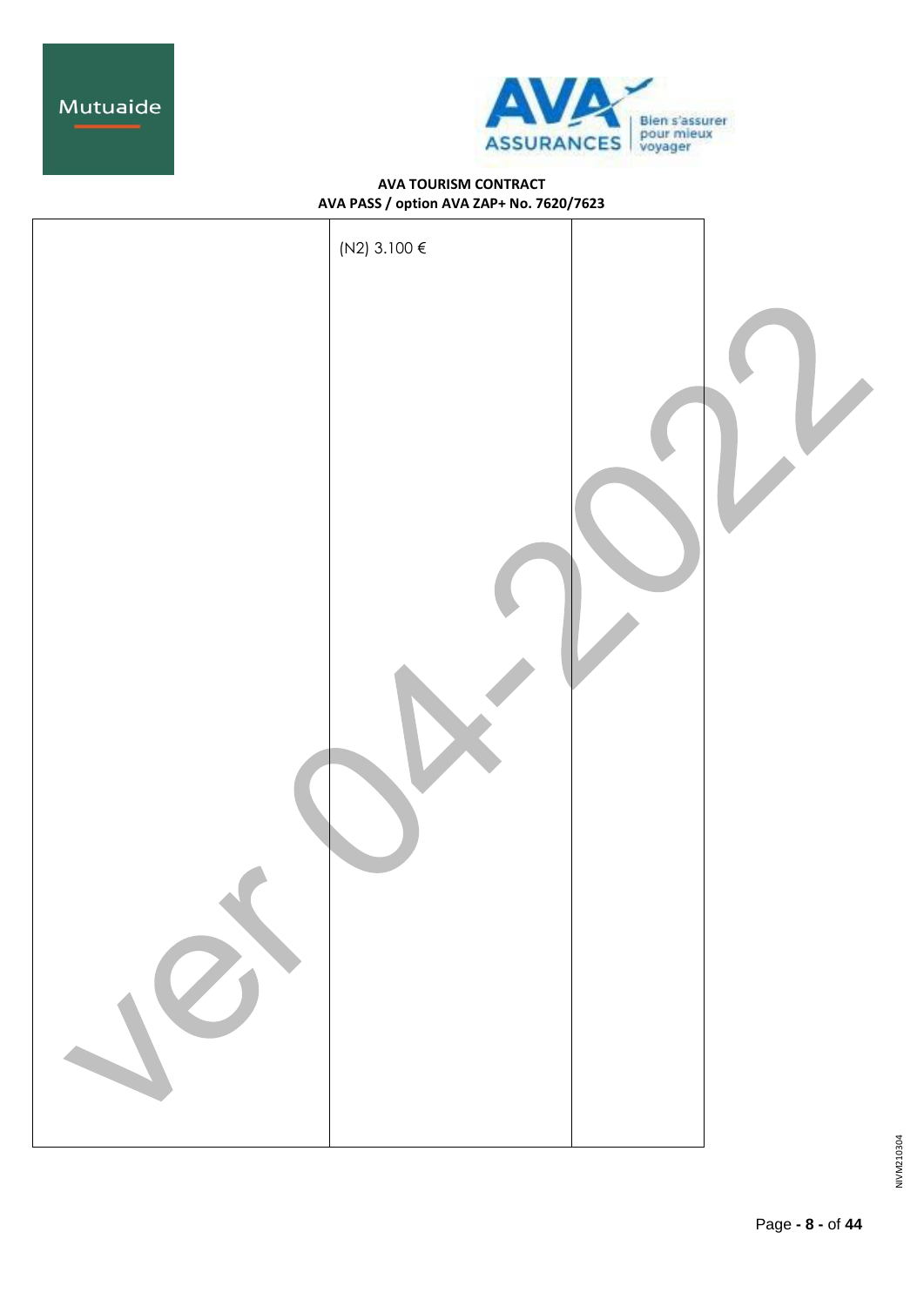|  |  |  |
|---|---|---|
|  | (N2) 3.100 € |  |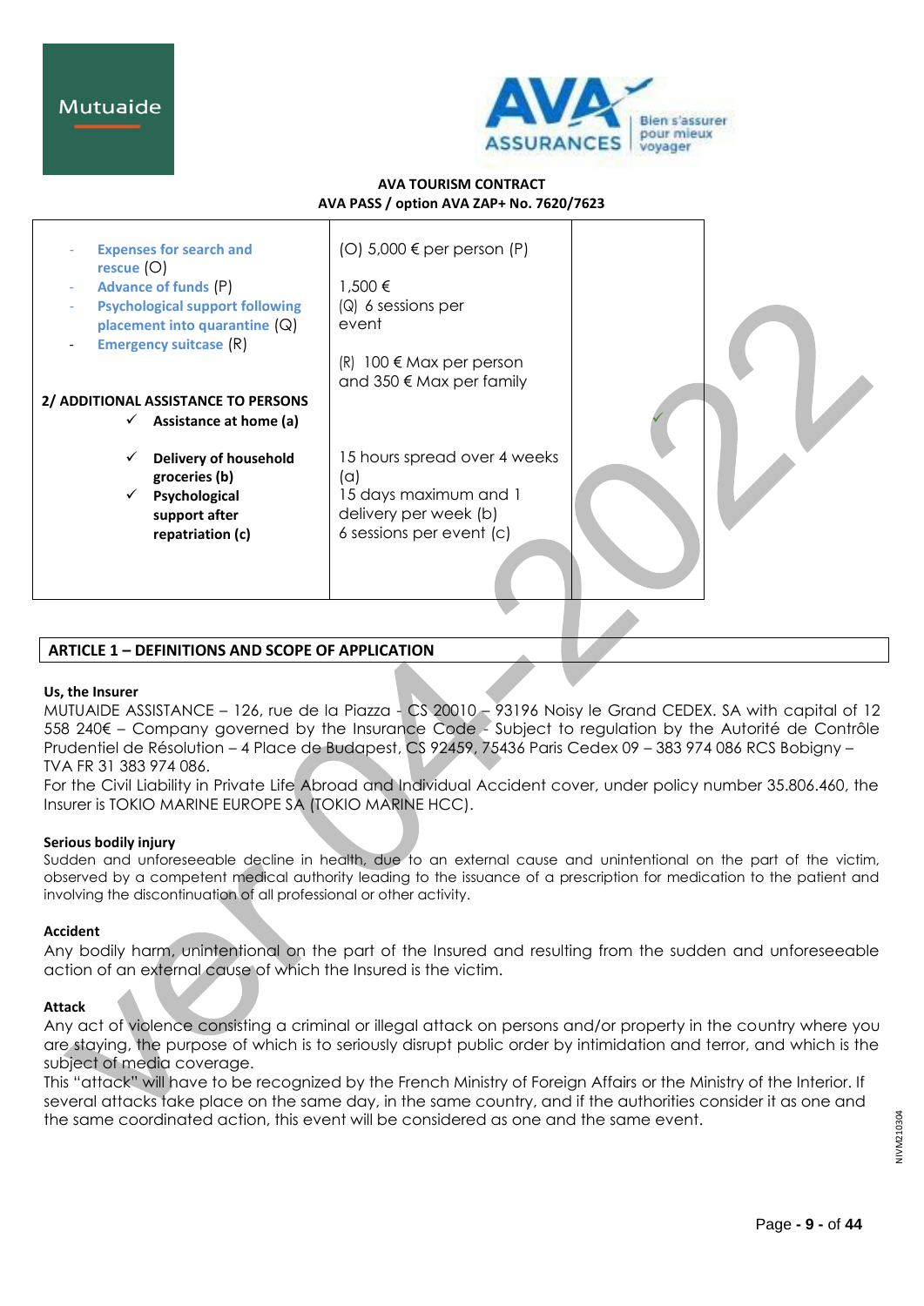**AVA TOURISM CONTRACT**
**AVA PASS / option AVA ZAP+ No. 7620/7623**

| | | |
|---|---|---|
| - **Expenses for search and rescue** (O)<br>- **Advance of funds** (P)<br>- **Psychological support following placement into quarantine** (Q)<br>- **Emergency suitcase** (R)<br><br>**2/ ADDITIONAL ASSISTANCE TO PERSONS**<br>✓ **Assistance at home (a)**<br><br>✓ **Delivery of household groceries (b)**<br>✓ **Psychological support after repatriation (c)** | (O) 5,000 € per person (P)<br><br>1,500 €<br>(Q) 6 sessions per event<br><br>(R) 100 € Max per person and 350 € Max per family<br><br>15 hours spread over 4 weeks (a)<br>15 days maximum and 1 delivery per week (b)<br>6 sessions per event (c) | ✓ |

## ARTICLE 1 – DEFINITIONS AND SCOPE OF APPLICATION

**Us, the Insurer**

MUTUAIDE ASSISTANCE – 126, rue de la Piazza - CS 20010 – 93196 Noisy le Grand CEDEX. SA with capital of 12 558 240€ – Company governed by the Insurance Code - Subject to regulation by the Autorité de Contrôle Prudentiel de Résolution – 4 Place de Budapest, CS 92459, 75436 Paris Cedex 09 – 383 974 086 RCS Bobigny – TVA FR 31 383 974 086.

For the Civil Liability in Private Life Abroad and Individual Accident cover, under policy number 35.806.460, the Insurer is TOKIO MARINE EUROPE SA (TOKIO MARINE HCC).

**Serious bodily injury**

Sudden and unforeseeable decline in health, due to an external cause and unintentional on the part of the victim, observed by a competent medical authority leading to the issuance of a prescription for medication to the patient and involving the discontinuation of all professional or other activity.

**Accident**

Any bodily harm, unintentional on the part of the Insured and resulting from the sudden and unforeseeable action of an external cause of which the Insured is the victim.

**Attack**

Any act of violence consisting a criminal or illegal attack on persons and/or property in the country where you are staying, the purpose of which is to seriously disrupt public order by intimidation and terror, and which is the subject of media coverage.

This "attack" will have to be recognized by the French Ministry of Foreign Affairs or the Ministry of the Interior. If several attacks take place on the same day, in the same country, and if the authorities consider it as one and the same coordinated action, this event will be considered as one and the same event.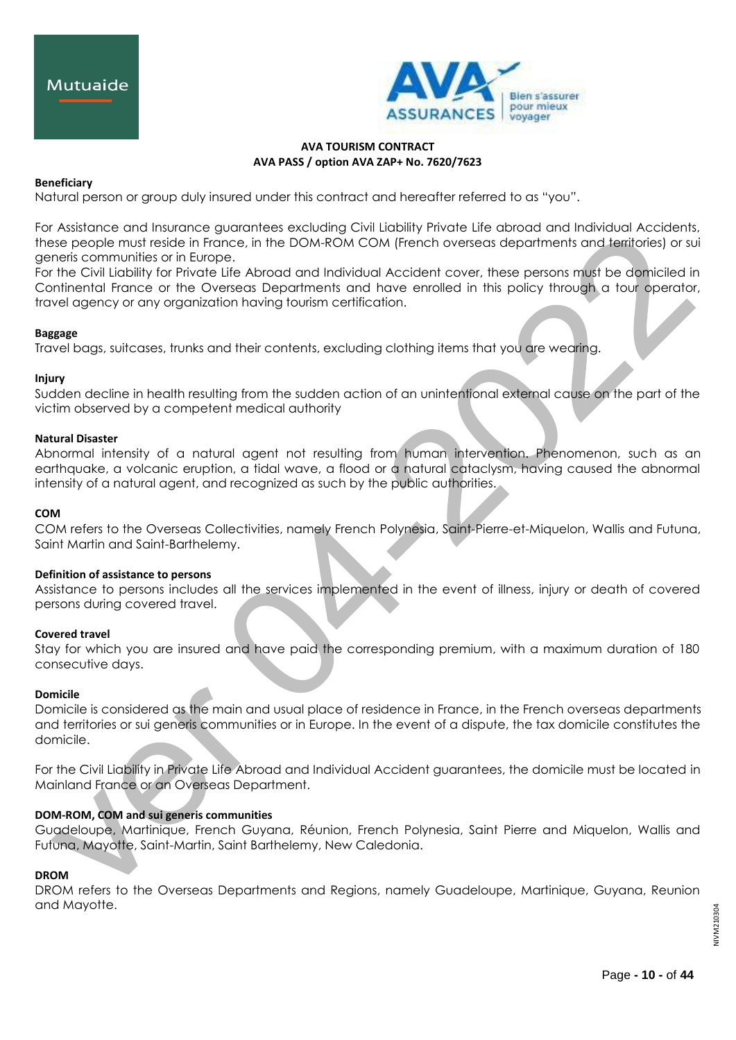**AVA TOURISM CONTRACT**
**AVA PASS / option AVA ZAP+ No. 7620/7623**

**Beneficiary**

Natural person or group duly insured under this contract and hereafter referred to as "you".

For Assistance and Insurance guarantees excluding Civil Liability Private Life abroad and Individual Accidents, these people must reside in France, in the DOM-ROM COM (French overseas departments and territories) or sui generis communities or in Europe.
For the Civil Liability for Private Life Abroad and Individual Accident cover, these persons must be domiciled in Continental France or the Overseas Departments and have enrolled in this policy through a tour operator, travel agency or any organization having tourism certification.

**Baggage**

Travel bags, suitcases, trunks and their contents, excluding clothing items that you are wearing.

**Injury**

Sudden decline in health resulting from the sudden action of an unintentional external cause on the part of the victim observed by a competent medical authority

**Natural Disaster**

Abnormal intensity of a natural agent not resulting from human intervention. Phenomenon, such as an earthquake, a volcanic eruption, a tidal wave, a flood or a natural cataclysm, having caused the abnormal intensity of a natural agent, and recognized as such by the public authorities.

**COM**

COM refers to the Overseas Collectivities, namely French Polynesia, Saint-Pierre-et-Miquelon, Wallis and Futuna, Saint Martin and Saint-Barthelemy.

**Definition of assistance to persons**

Assistance to persons includes all the services implemented in the event of illness, injury or death of covered persons during covered travel.

**Covered travel**

Stay for which you are insured and have paid the corresponding premium, with a maximum duration of 180 consecutive days.

**Domicile**

Domicile is considered as the main and usual place of residence in France, in the French overseas departments and territories or sui generis communities or in Europe. In the event of a dispute, the tax domicile constitutes the domicile.

For the Civil Liability in Private Life Abroad and Individual Accident guarantees, the domicile must be located in Mainland France or an Overseas Department.

**DOM-ROM, COM and sui generis communities**

Guadeloupe, Martinique, French Guyana, Réunion, French Polynesia, Saint Pierre and Miquelon, Wallis and Futuna, Mayotte, Saint-Martin, Saint Barthelemy, New Caledonia.

**DROM**

DROM refers to the Overseas Departments and Regions, namely Guadeloupe, Martinique, Guyana, Reunion and Mayotte.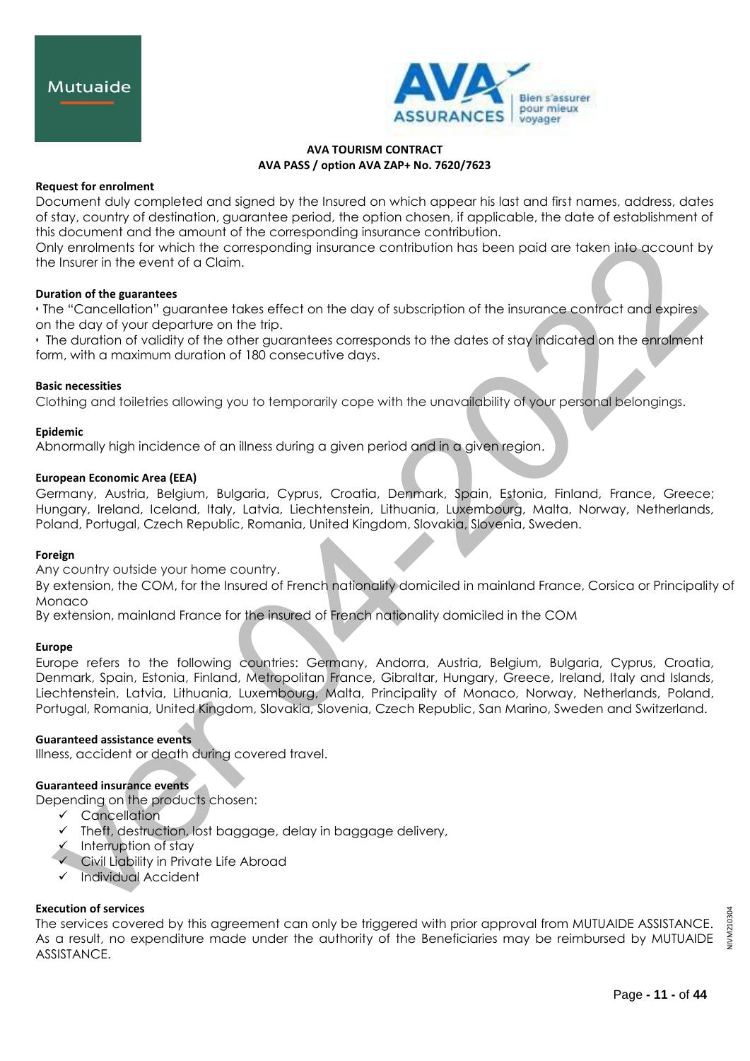**AVA TOURISM CONTRACT**
**AVA PASS / option AVA ZAP+ No. 7620/7623**

**Request for enrolment**

Document duly completed and signed by the Insured on which appear his last and first names, address, dates of stay, country of destination, guarantee period, the option chosen, if applicable, the date of establishment of this document and the amount of the corresponding insurance contribution.
Only enrolments for which the corresponding insurance contribution has been paid are taken into account by the Insurer in the event of a Claim.

**Duration of the guarantees**

• The "Cancellation" guarantee takes effect on the day of subscription of the insurance contract and expires on the day of your departure on the trip.
• The duration of validity of the other guarantees corresponds to the dates of stay indicated on the enrolment form, with a maximum duration of 180 consecutive days.

**Basic necessities**

Clothing and toiletries allowing you to temporarily cope with the unavailability of your personal belongings.

**Epidemic**

Abnormally high incidence of an illness during a given period and in a given region.

**European Economic Area (EEA)**

Germany, Austria, Belgium, Bulgaria, Cyprus, Croatia, Denmark, Spain, Estonia, Finland, France, Greece; Hungary, Ireland, Iceland, Italy, Latvia, Liechtenstein, Lithuania, Luxembourg, Malta, Norway, Netherlands, Poland, Portugal, Czech Republic, Romania, United Kingdom, Slovakia, Slovenia, Sweden.

**Foreign**

Any country outside your home country.
By extension, the COM, for the Insured of French nationality domiciled in mainland France, Corsica or Principality of Monaco
By extension, mainland France for the insured of French nationality domiciled in the COM

**Europe**

Europe refers to the following countries: Germany, Andorra, Austria, Belgium, Bulgaria, Cyprus, Croatia, Denmark, Spain, Estonia, Finland, Metropolitan France, Gibraltar, Hungary, Greece, Ireland, Italy and Islands, Liechtenstein, Latvia, Lithuania, Luxembourg, Malta, Principality of Monaco, Norway, Netherlands, Poland, Portugal, Romania, United Kingdom, Slovakia, Slovenia, Czech Republic, San Marino, Sweden and Switzerland.

**Guaranteed assistance events**

Illness, accident or death during covered travel.

**Guaranteed insurance events**

Depending on the products chosen:

- ✓ Cancellation
- ✓ Theft, destruction, lost baggage, delay in baggage delivery,
- ✓ Interruption of stay
- ✓ Civil Liability in Private Life Abroad
- ✓ Individual Accident

**Execution of services**

The services covered by this agreement can only be triggered with prior approval from MUTUAIDE ASSISTANCE. As a result, no expenditure made under the authority of the Beneficiaries may be reimbursed by MUTUAIDE ASSISTANCE.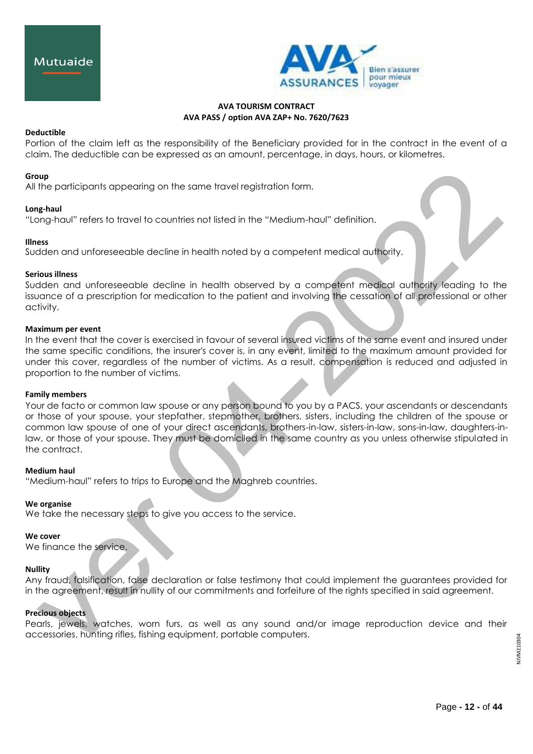**Deductible**

Portion of the claim left as the responsibility of the Beneficiary provided for in the contract in the event of a claim. The deductible can be expressed as an amount, percentage, in days, hours, or kilometres.

**Group**

All the participants appearing on the same travel registration form.

**Long-haul**

"Long-haul" refers to travel to countries not listed in the "Medium-haul" definition.

**Illness**

Sudden and unforeseeable decline in health noted by a competent medical authority.

**Serious illness**

Sudden and unforeseeable decline in health observed by a competent medical authority leading to the issuance of a prescription for medication to the patient and involving the cessation of all professional or other activity.

**Maximum per event**

In the event that the cover is exercised in favour of several insured victims of the same event and insured under the same specific conditions, the insurer's cover is, in any event, limited to the maximum amount provided for under this cover, regardless of the number of victims. As a result, compensation is reduced and adjusted in proportion to the number of victims.

**Family members**

Your de facto or common law spouse or any person bound to you by a PACS, your ascendants or descendants or those of your spouse, your stepfather, stepmother, brothers, sisters, including the children of the spouse or common law spouse of one of your direct ascendants, brothers-in-law, sisters-in-law, sons-in-law, daughters-in-law, or those of your spouse. They must be domiciled in the same country as you unless otherwise stipulated in the contract.

**Medium haul**

"Medium-haul" refers to trips to Europe and the Maghreb countries.

**We organise**

We take the necessary steps to give you access to the service.

**We cover**

We finance the service.

**Nullity**

Any fraud, falsification, false declaration or false testimony that could implement the guarantees provided for in the agreement, result in nullity of our commitments and forfeiture of the rights specified in said agreement.

**Precious objects**

Pearls, jewels, watches, worn furs, as well as any sound and/or image reproduction device and their accessories, hunting rifles, fishing equipment, portable computers.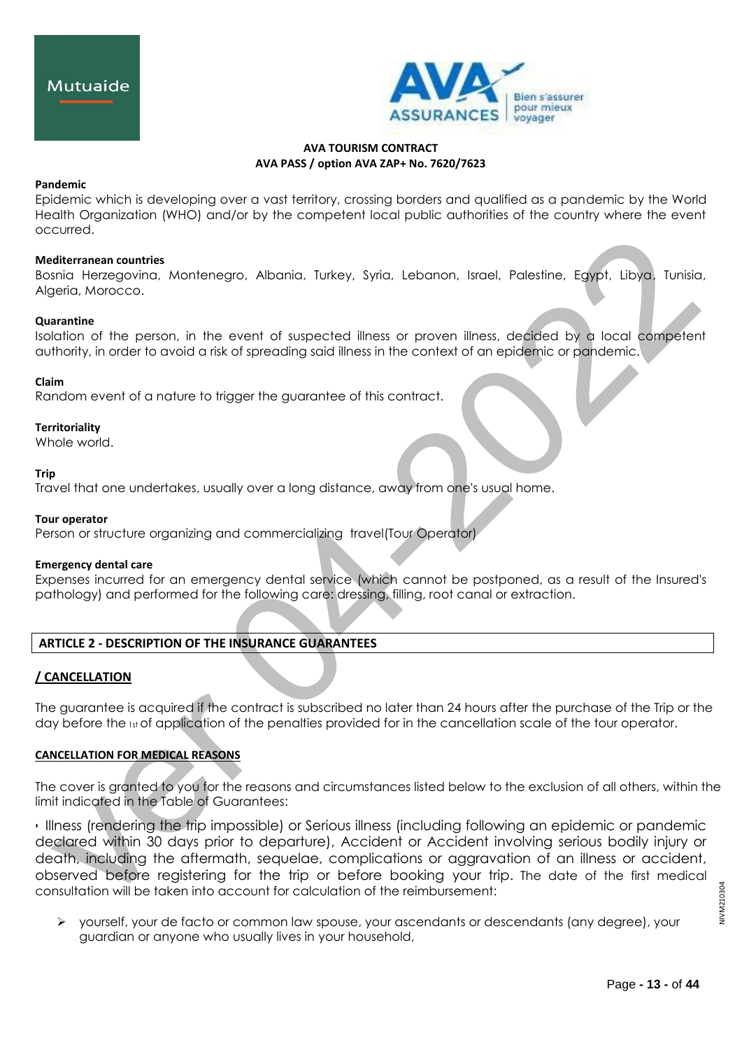**AVA TOURISM CONTRACT**
**AVA PASS / option AVA ZAP+ No. 7620/7623**

**Pandemic**
Epidemic which is developing over a vast territory, crossing borders and qualified as a pandemic by the World Health Organization (WHO) and/or by the competent local public authorities of the country where the event occurred.

**Mediterranean countries**
Bosnia Herzegovina, Montenegro, Albania, Turkey, Syria, Lebanon, Israel, Palestine, Egypt, Libya, Tunisia, Algeria, Morocco.

**Quarantine**
Isolation of the person, in the event of suspected illness or proven illness, decided by a local competent authority, in order to avoid a risk of spreading said illness in the context of an epidemic or pandemic.

**Claim**
Random event of a nature to trigger the guarantee of this contract.

**Territoriality**
Whole world.

**Trip**
Travel that one undertakes, usually over a long distance, away from one's usual home.

**Tour operator**
Person or structure organizing and commercializing travel(Tour Operator)

**Emergency dental care**
Expenses incurred for an emergency dental service (which cannot be postponed, as a result of the Insured's pathology) and performed for the following care: dressing, filling, root canal or extraction.

## ARTICLE 2 - DESCRIPTION OF THE INSURANCE GUARANTEES

### / CANCELLATION

The guarantee is acquired if the contract is subscribed no later than 24 hours after the purchase of the Trip or the day before the 1st of application of the penalties provided for in the cancellation scale of the tour operator.

#### CANCELLATION FOR MEDICAL REASONS

The cover is granted to you for the reasons and circumstances listed below to the exclusion of all others, within the limit indicated in the Table of Guarantees:

• Illness (rendering the trip impossible) or Serious illness (including following an epidemic or pandemic declared within 30 days prior to departure), Accident or Accident involving serious bodily injury or death, including the aftermath, sequelae, complications or aggravation of an illness or accident, observed before registering for the trip or before booking your trip. The date of the first medical consultation will be taken into account for calculation of the reimbursement:

- yourself, your de facto or common law spouse, your ascendants or descendants (any degree), your guardian or anyone who usually lives in your household,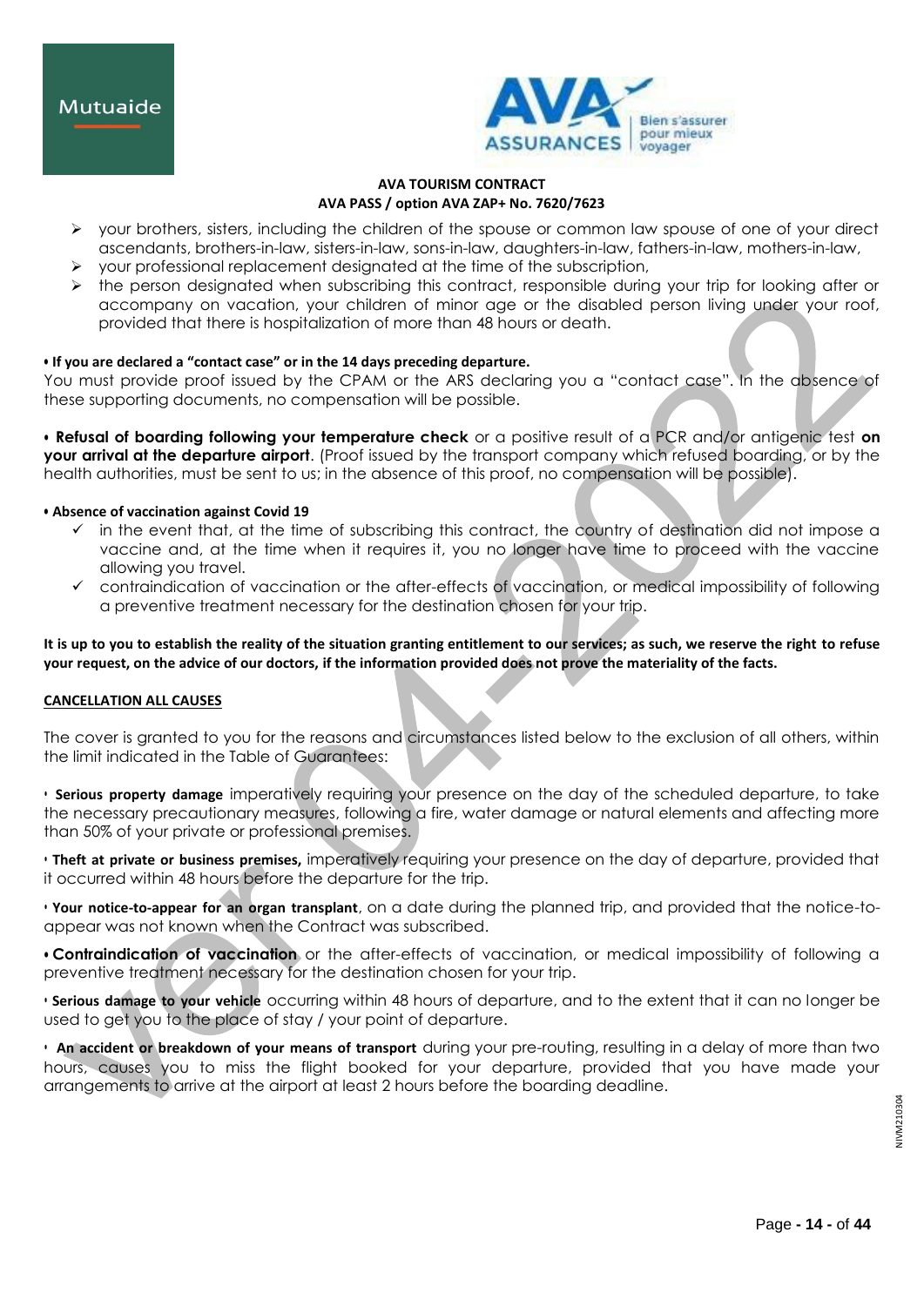- your brothers, sisters, including the children of the spouse or common law spouse of one of your direct ascendants, brothers-in-law, sisters-in-law, sons-in-law, daughters-in-law, fathers-in-law, mothers-in-law,
- your professional replacement designated at the time of the subscription,
- the person designated when subscribing this contract, responsible during your trip for looking after or accompany on vacation, your children of minor age or the disabled person living under your roof, provided that there is hospitalization of more than 48 hours or death.

**• If you are declared a "contact case" or in the 14 days preceding departure.**
You must provide proof issued by the CPAM or the ARS declaring you a "contact case". In the absence of these supporting documents, no compensation will be possible.

**• Refusal of boarding following your temperature check** or a positive result of a PCR and/or antigenic test **on your arrival at the departure airport**. (Proof issued by the transport company which refused boarding, or by the health authorities, must be sent to us; in the absence of this proof, no compensation will be possible).

**• Absence of vaccination against Covid 19**

- ✓ in the event that, at the time of subscribing this contract, the country of destination did not impose a vaccine and, at the time when it requires it, you no longer have time to proceed with the vaccine allowing you travel.
- ✓ contraindication of vaccination or the after-effects of vaccination, or medical impossibility of following a preventive treatment necessary for the destination chosen for your trip.

**It is up to you to establish the reality of the situation granting entitlement to our services; as such, we reserve the right to refuse your request, on the advice of our doctors, if the information provided does not prove the materiality of the facts.**

**CANCELLATION ALL CAUSES**

The cover is granted to you for the reasons and circumstances listed below to the exclusion of all others, within the limit indicated in the Table of Guarantees:

**• Serious property damage** imperatively requiring your presence on the day of the scheduled departure, to take the necessary precautionary measures, following a fire, water damage or natural elements and affecting more than 50% of your private or professional premises.

**• Theft at private or business premises,** imperatively requiring your presence on the day of departure, provided that it occurred within 48 hours before the departure for the trip.

**• Your notice-to-appear for an organ transplant**, on a date during the planned trip, and provided that the notice-to-appear was not known when the Contract was subscribed.

**• Contraindication of vaccination** or the after-effects of vaccination, or medical impossibility of following a preventive treatment necessary for the destination chosen for your trip.

**• Serious damage to your vehicle** occurring within 48 hours of departure, and to the extent that it can no longer be used to get you to the place of stay / your point of departure.

**• An accident or breakdown of your means of transport** during your pre-routing, resulting in a delay of more than two hours, causes you to miss the flight booked for your departure, provided that you have made your arrangements to arrive at the airport at least 2 hours before the boarding deadline.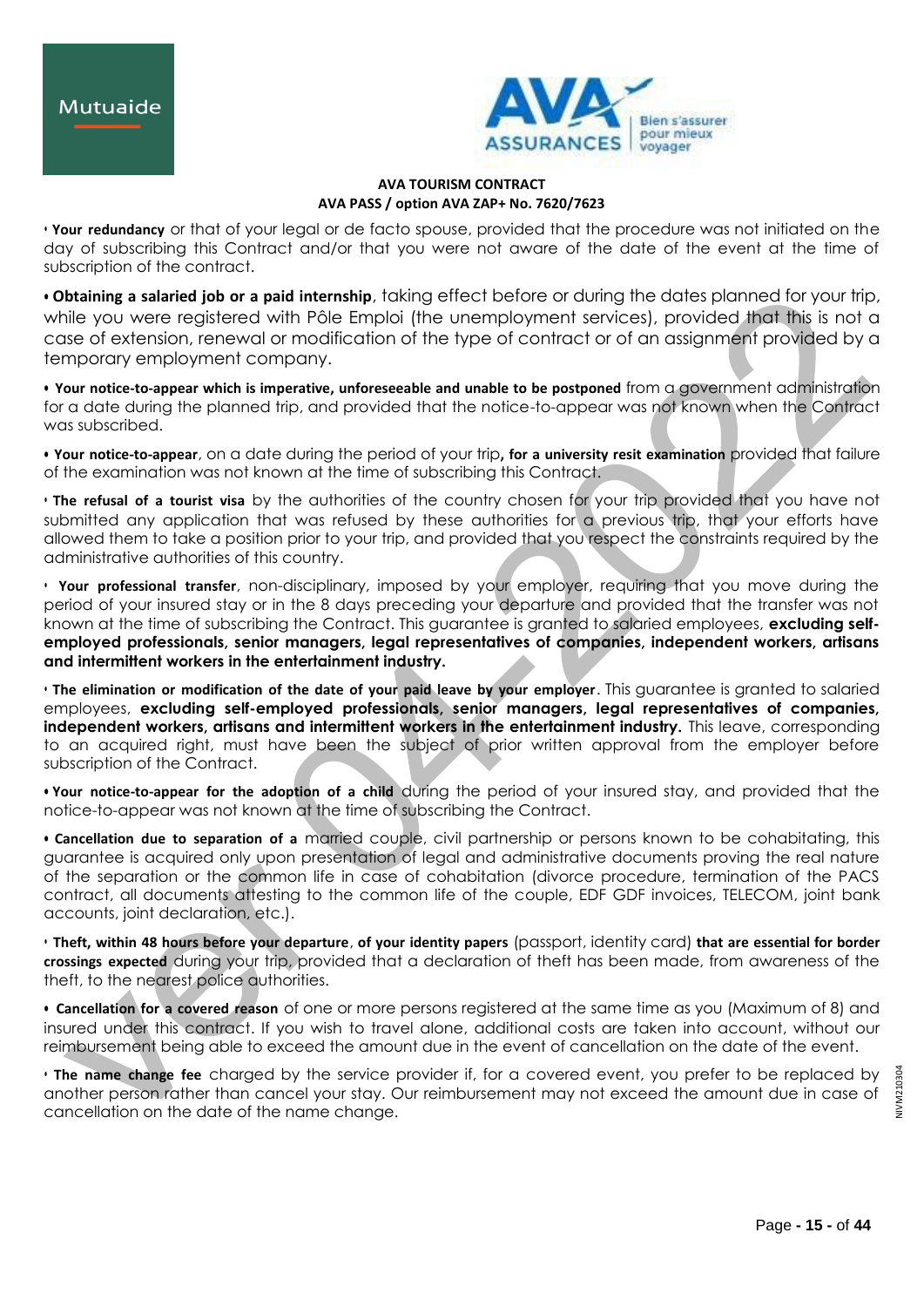**AVA TOURISM CONTRACT**
**AVA PASS / option AVA ZAP+ No. 7620/7623**

- **Your redundancy** or that of your legal or de facto spouse, provided that the procedure was not initiated on the day of subscribing this Contract and/or that you were not aware of the date of the event at the time of subscription of the contract.

- **Obtaining a salaried job or a paid internship**, taking effect before or during the dates planned for your trip, while you were registered with Pôle Emploi (the unemployment services), provided that this is not a case of extension, renewal or modification of the type of contract or of an assignment provided by a temporary employment company.

- **Your notice-to-appear which is imperative, unforeseeable and unable to be postponed** from a government administration for a date during the planned trip, and provided that the notice-to-appear was not known when the Contract was subscribed.

- **Your notice-to-appear**, on a date during the period of your trip**, for a university resit examination** provided that failure of the examination was not known at the time of subscribing this Contract.

- **The refusal of a tourist visa** by the authorities of the country chosen for your trip provided that you have not submitted any application that was refused by these authorities for a previous trip, that your efforts have allowed them to take a position prior to your trip, and provided that you respect the constraints required by the administrative authorities of this country.

- **Your professional transfer**, non-disciplinary, imposed by your employer, requiring that you move during the period of your insured stay or in the 8 days preceding your departure and provided that the transfer was not known at the time of subscribing the Contract. This guarantee is granted to salaried employees, **excluding self-employed professionals, senior managers, legal representatives of companies, independent workers, artisans and intermittent workers in the entertainment industry.**

- **The elimination or modification of the date of your paid leave by your employer**. This guarantee is granted to salaried employees, **excluding self-employed professionals, senior managers, legal representatives of companies, independent workers, artisans and intermittent workers in the entertainment industry.** This leave, corresponding to an acquired right, must have been the subject of prior written approval from the employer before subscription of the Contract.

- **Your notice-to-appear for the adoption of a child** during the period of your insured stay, and provided that the notice-to-appear was not known at the time of subscribing the Contract.

- **Cancellation due to separation of a** married couple, civil partnership or persons known to be cohabitating, this guarantee is acquired only upon presentation of legal and administrative documents proving the real nature of the separation or the common life in case of cohabitation (divorce procedure, termination of the PACS contract, all documents attesting to the common life of the couple, EDF GDF invoices, TELECOM, joint bank accounts, joint declaration, etc.).

- **Theft, within 48 hours before your departure**, **of your identity papers** (passport, identity card) **that are essential for border crossings expected** during your trip, provided that a declaration of theft has been made, from awareness of the theft, to the nearest police authorities.

- **Cancellation for a covered reason** of one or more persons registered at the same time as you (Maximum of 8) and insured under this contract. If you wish to travel alone, additional costs are taken into account, without our reimbursement being able to exceed the amount due in the event of cancellation on the date of the event.

- **The name change fee** charged by the service provider if, for a covered event, you prefer to be replaced by another person rather than cancel your stay. Our reimbursement may not exceed the amount due in case of cancellation on the date of the name change.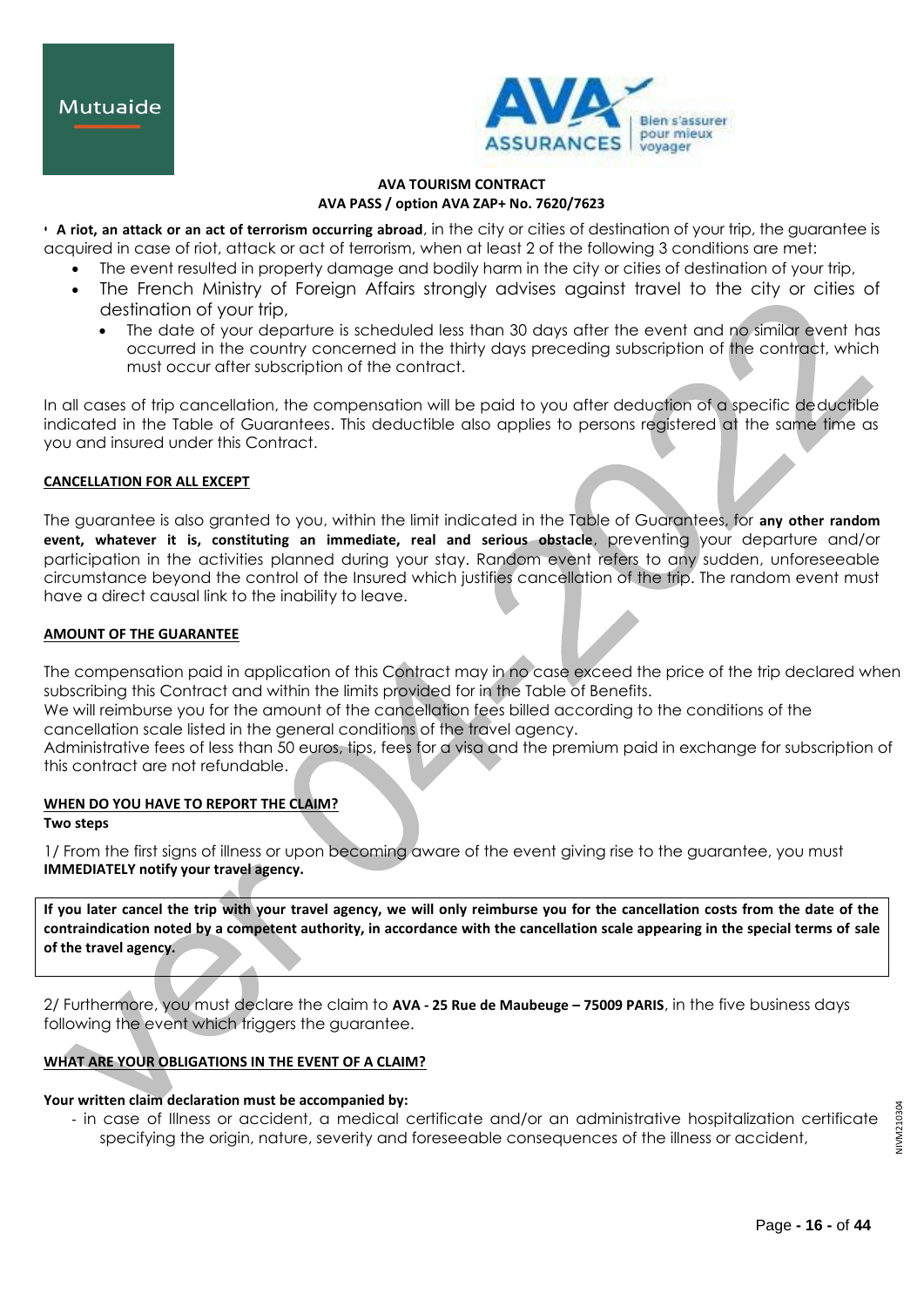**AVA TOURISM CONTRACT**
**AVA PASS / option AVA ZAP+ No. 7620/7623**

- **A riot, an attack or an act of terrorism occurring abroad**, in the city or cities of destination of your trip, the guarantee is acquired in case of riot, attack or act of terrorism, when at least 2 of the following 3 conditions are met:
  - The event resulted in property damage and bodily harm in the city or cities of destination of your trip,
  - The French Ministry of Foreign Affairs strongly advises against travel to the city or cities of destination of your trip,
    - The date of your departure is scheduled less than 30 days after the event and no similar event has occurred in the country concerned in the thirty days preceding subscription of the contract, which must occur after subscription of the contract.

In all cases of trip cancellation, the compensation will be paid to you after deduction of a specific deductible indicated in the Table of Guarantees. This deductible also applies to persons registered at the same time as you and insured under this Contract.

**CANCELLATION FOR ALL EXCEPT**

The guarantee is also granted to you, within the limit indicated in the Table of Guarantees, for **any other random event, whatever it is, constituting an immediate, real and serious obstacle**, preventing your departure and/or participation in the activities planned during your stay. Random event refers to any sudden, unforeseeable circumstance beyond the control of the Insured which justifies cancellation of the trip. The random event must have a direct causal link to the inability to leave.

**AMOUNT OF THE GUARANTEE**

The compensation paid in application of this Contract may in no case exceed the price of the trip declared when subscribing this Contract and within the limits provided for in the Table of Benefits.
We will reimburse you for the amount of the cancellation fees billed according to the conditions of the cancellation scale listed in the general conditions of the travel agency.
Administrative fees of less than 50 euros, tips, fees for a visa and the premium paid in exchange for subscription of this contract are not refundable.

**WHEN DO YOU HAVE TO REPORT THE CLAIM?**
**Two steps**

1/ From the first signs of illness or upon becoming aware of the event giving rise to the guarantee, you must **IMMEDIATELY notify your travel agency.**

**If you later cancel the trip with your travel agency, we will only reimburse you for the cancellation costs from the date of the contraindication noted by a competent authority, in accordance with the cancellation scale appearing in the special terms of sale of the travel agency.**

2/ Furthermore, you must declare the claim to **AVA - 25 Rue de Maubeuge – 75009 PARIS**, in the five business days following the event which triggers the guarantee.

**WHAT ARE YOUR OBLIGATIONS IN THE EVENT OF A CLAIM?**

**Your written claim declaration must be accompanied by:**

- in case of Illness or accident, a medical certificate and/or an administrative hospitalization certificate specifying the origin, nature, severity and foreseeable consequences of the illness or accident,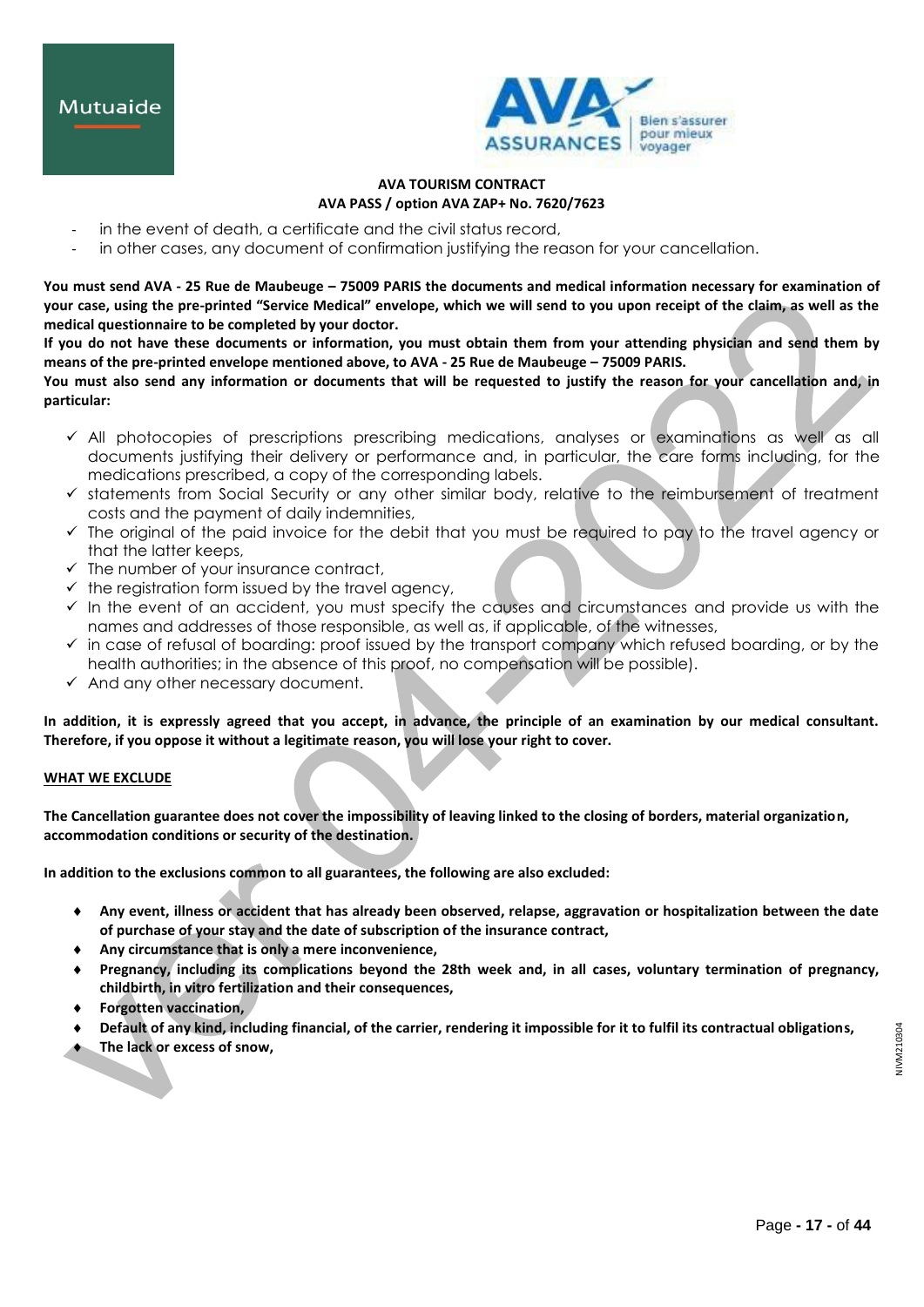- in the event of death, a certificate and the civil status record,
- in other cases, any document of confirmation justifying the reason for your cancellation.

**You must send AVA - 25 Rue de Maubeuge – 75009 PARIS the documents and medical information necessary for examination of your case, using the pre-printed "Service Medical" envelope, which we will send to you upon receipt of the claim, as well as the medical questionnaire to be completed by your doctor.**

**If you do not have these documents or information, you must obtain them from your attending physician and send them by means of the pre-printed envelope mentioned above, to AVA - 25 Rue de Maubeuge – 75009 PARIS.**

**You must also send any information or documents that will be requested to justify the reason for your cancellation and, in particular:**

- ✓ All photocopies of prescriptions prescribing medications, analyses or examinations as well as all documents justifying their delivery or performance and, in particular, the care forms including, for the medications prescribed, a copy of the corresponding labels.
- ✓ statements from Social Security or any other similar body, relative to the reimbursement of treatment costs and the payment of daily indemnities,
- ✓ The original of the paid invoice for the debit that you must be required to pay to the travel agency or that the latter keeps,
- ✓ The number of your insurance contract,
- ✓ the registration form issued by the travel agency,
- ✓ In the event of an accident, you must specify the causes and circumstances and provide us with the names and addresses of those responsible, as well as, if applicable, of the witnesses,
- ✓ in case of refusal of boarding: proof issued by the transport company which refused boarding, or by the health authorities; in the absence of this proof, no compensation will be possible).
- ✓ And any other necessary document.

**In addition, it is expressly agreed that you accept, in advance, the principle of an examination by our medical consultant. Therefore, if you oppose it without a legitimate reason, you will lose your right to cover.**

**<u>WHAT WE EXCLUDE</u>**

**The Cancellation guarantee does not cover the impossibility of leaving linked to the closing of borders, material organization, accommodation conditions or security of the destination.**

**In addition to the exclusions common to all guarantees, the following are also excluded:**

- **Any event, illness or accident that has already been observed, relapse, aggravation or hospitalization between the date of purchase of your stay and the date of subscription of the insurance contract,**
- **Any circumstance that is only a mere inconvenience,**
- **Pregnancy, including its complications beyond the 28th week and, in all cases, voluntary termination of pregnancy, childbirth, in vitro fertilization and their consequences,**
- **Forgotten vaccination,**
- **Default of any kind, including financial, of the carrier, rendering it impossible for it to fulfil its contractual obligations,**
- **The lack or excess of snow,**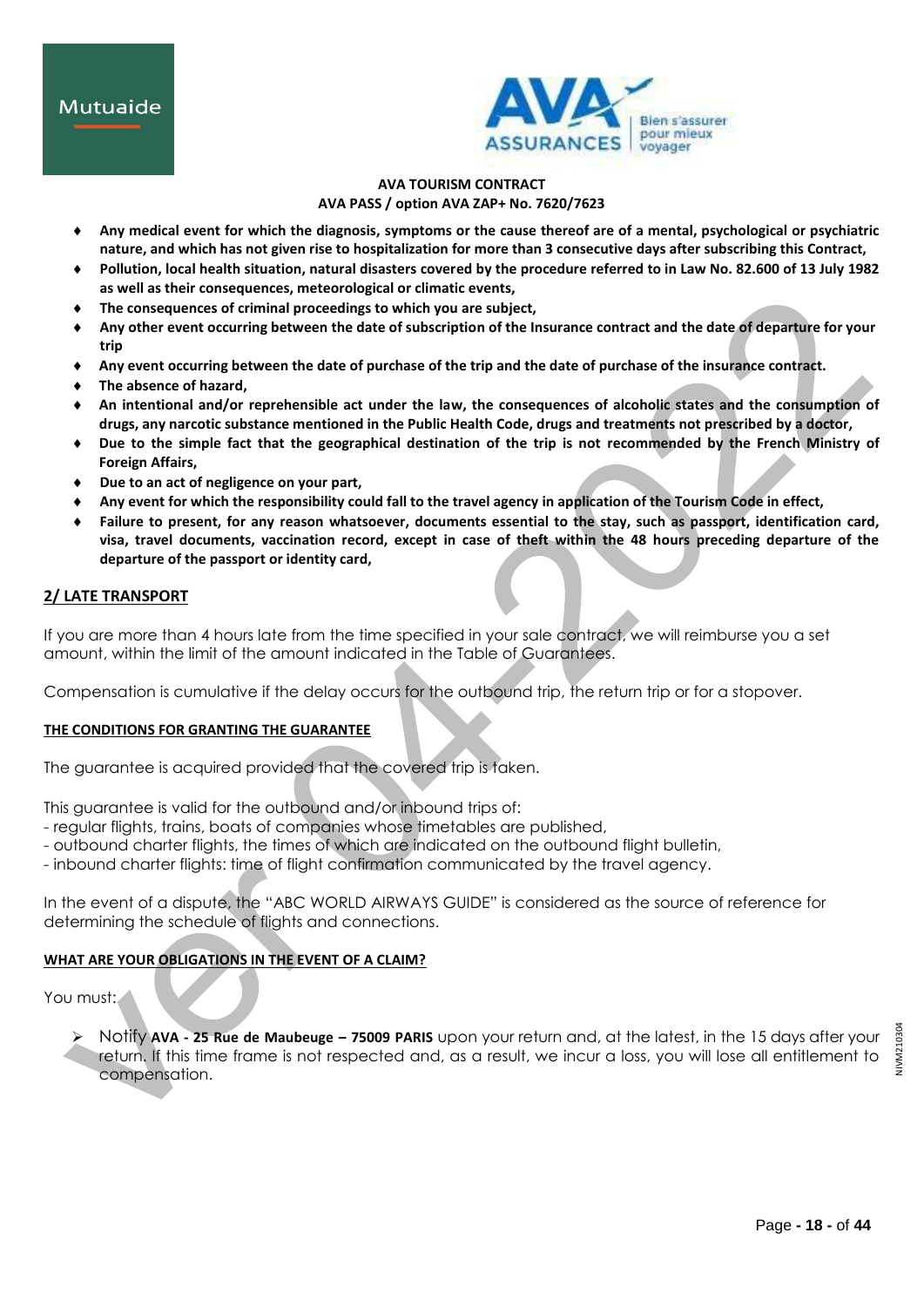- **Any medical event for which the diagnosis, symptoms or the cause thereof are of a mental, psychological or psychiatric nature, and which has not given rise to hospitalization for more than 3 consecutive days after subscribing this Contract,**
- **Pollution, local health situation, natural disasters covered by the procedure referred to in Law No. 82.600 of 13 July 1982 as well as their consequences, meteorological or climatic events,**
- **The consequences of criminal proceedings to which you are subject,**
- **Any other event occurring between the date of subscription of the Insurance contract and the date of departure for your trip**
- **Any event occurring between the date of purchase of the trip and the date of purchase of the insurance contract.**
- **The absence of hazard,**
- **An intentional and/or reprehensible act under the law, the consequences of alcoholic states and the consumption of drugs, any narcotic substance mentioned in the Public Health Code, drugs and treatments not prescribed by a doctor,**
- **Due to the simple fact that the geographical destination of the trip is not recommended by the French Ministry of Foreign Affairs,**
- **Due to an act of negligence on your part,**
- **Any event for which the responsibility could fall to the travel agency in application of the Tourism Code in effect,**
- **Failure to present, for any reason whatsoever, documents essential to the stay, such as passport, identification card, visa, travel documents, vaccination record, except in case of theft within the 48 hours preceding departure of the departure of the passport or identity card,**

## 2/ LATE TRANSPORT

If you are more than 4 hours late from the time specified in your sale contract, we will reimburse you a set amount, within the limit of the amount indicated in the Table of Guarantees.

Compensation is cumulative if the delay occurs for the outbound trip, the return trip or for a stopover.

### THE CONDITIONS FOR GRANTING THE GUARANTEE

The guarantee is acquired provided that the covered trip is taken.

This guarantee is valid for the outbound and/or inbound trips of:
- regular flights, trains, boats of companies whose timetables are published,
- outbound charter flights, the times of which are indicated on the outbound flight bulletin,
- inbound charter flights: time of flight confirmation communicated by the travel agency.

In the event of a dispute, the "ABC WORLD AIRWAYS GUIDE" is considered as the source of reference for determining the schedule of flights and connections.

### WHAT ARE YOUR OBLIGATIONS IN THE EVENT OF A CLAIM?

You must:

- Notify **AVA - 25 Rue de Maubeuge – 75009 PARIS** upon your return and, at the latest, in the 15 days after your return. If this time frame is not respected and, as a result, we incur a loss, you will lose all entitlement to compensation.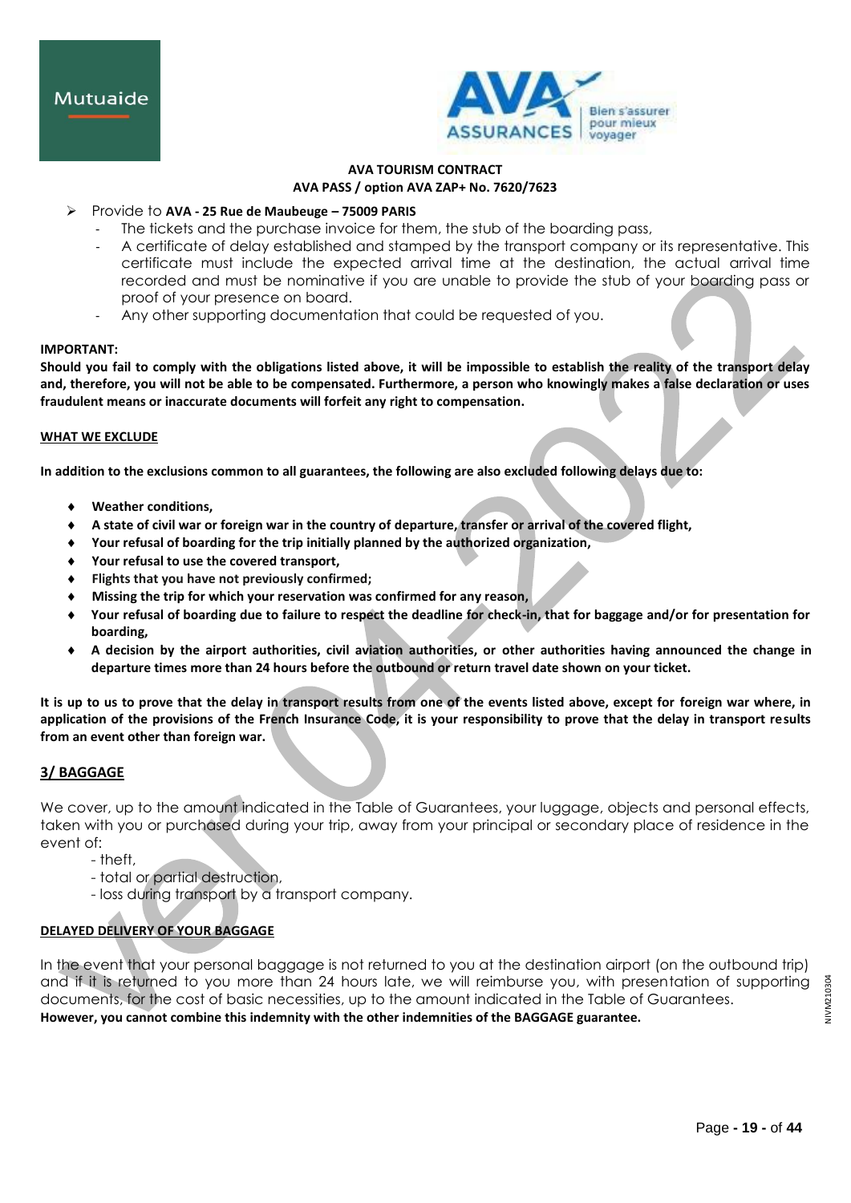- Provide to **AVA - 25 Rue de Maubeuge – 75009 PARIS**
  - The tickets and the purchase invoice for them, the stub of the boarding pass,
  - A certificate of delay established and stamped by the transport company or its representative. This certificate must include the expected arrival time at the destination, the actual arrival time recorded and must be nominative if you are unable to provide the stub of your boarding pass or proof of your presence on board.
  - Any other supporting documentation that could be requested of you.

**IMPORTANT:**
**Should you fail to comply with the obligations listed above, it will be impossible to establish the reality of the transport delay and, therefore, you will not be able to be compensated. Furthermore, a person who knowingly makes a false declaration or uses fraudulent means or inaccurate documents will forfeit any right to compensation.**

**WHAT WE EXCLUDE**

**In addition to the exclusions common to all guarantees, the following are also excluded following delays due to:**

- **Weather conditions,**
- **A state of civil war or foreign war in the country of departure, transfer or arrival of the covered flight,**
- **Your refusal of boarding for the trip initially planned by the authorized organization,**
- **Your refusal to use the covered transport,**
- **Flights that you have not previously confirmed;**
- **Missing the trip for which your reservation was confirmed for any reason,**
- **Your refusal of boarding due to failure to respect the deadline for check-in, that for baggage and/or for presentation for boarding,**
- **A decision by the airport authorities, civil aviation authorities, or other authorities having announced the change in departure times more than 24 hours before the outbound or return travel date shown on your ticket.**

**It is up to us to prove that the delay in transport results from one of the events listed above, except for foreign war where, in application of the provisions of the French Insurance Code, it is your responsibility to prove that the delay in transport results from an event other than foreign war.**

## 3/ BAGGAGE

We cover, up to the amount indicated in the Table of Guarantees, your luggage, objects and personal effects, taken with you or purchased during your trip, away from your principal or secondary place of residence in the event of:

- theft,
- total or partial destruction,
- loss during transport by a transport company.

**DELAYED DELIVERY OF YOUR BAGGAGE**

In the event that your personal baggage is not returned to you at the destination airport (on the outbound trip) and if it is returned to you more than 24 hours late, we will reimburse you, with presentation of supporting documents, for the cost of basic necessities, up to the amount indicated in the Table of Guarantees.
**However, you cannot combine this indemnity with the other indemnities of the BAGGAGE guarantee.**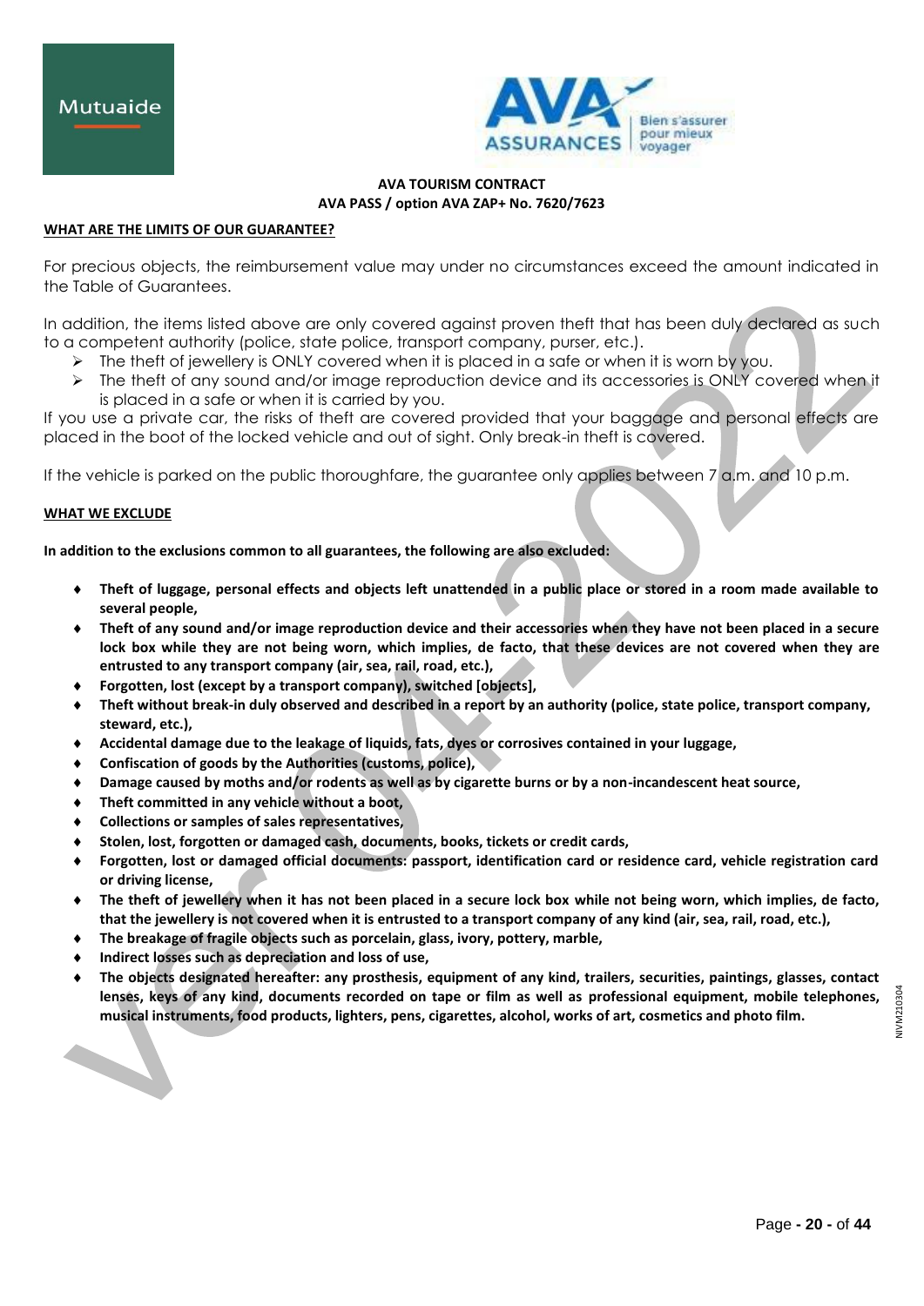**WHAT ARE THE LIMITS OF OUR GUARANTEE?**

For precious objects, the reimbursement value may under no circumstances exceed the amount indicated in the Table of Guarantees.

In addition, the items listed above are only covered against proven theft that has been duly declared as such to a competent authority (police, state police, transport company, purser, etc.).

- The theft of jewellery is ONLY covered when it is placed in a safe or when it is worn by you.
- The theft of any sound and/or image reproduction device and its accessories is ONLY covered when it is placed in a safe or when it is carried by you.

If you use a private car, the risks of theft are covered provided that your baggage and personal effects are placed in the boot of the locked vehicle and out of sight. Only break-in theft is covered.

If the vehicle is parked on the public thoroughfare, the guarantee only applies between 7 a.m. and 10 p.m.

**WHAT WE EXCLUDE**

**In addition to the exclusions common to all guarantees, the following are also excluded:**

- **Theft of luggage, personal effects and objects left unattended in a public place or stored in a room made available to several people,**
- **Theft of any sound and/or image reproduction device and their accessories when they have not been placed in a secure lock box while they are not being worn, which implies, de facto, that these devices are not covered when they are entrusted to any transport company (air, sea, rail, road, etc.),**
- **Forgotten, lost (except by a transport company), switched [objects],**
- **Theft without break-in duly observed and described in a report by an authority (police, state police, transport company, steward, etc.),**
- **Accidental damage due to the leakage of liquids, fats, dyes or corrosives contained in your luggage,**
- **Confiscation of goods by the Authorities (customs, police),**
- **Damage caused by moths and/or rodents as well as by cigarette burns or by a non-incandescent heat source,**
- **Theft committed in any vehicle without a boot,**
- **Collections or samples of sales representatives,**
- **Stolen, lost, forgotten or damaged cash, documents, books, tickets or credit cards,**
- **Forgotten, lost or damaged official documents: passport, identification card or residence card, vehicle registration card or driving license,**
- **The theft of jewellery when it has not been placed in a secure lock box while not being worn, which implies, de facto, that the jewellery is not covered when it is entrusted to a transport company of any kind (air, sea, rail, road, etc.),**
- **The breakage of fragile objects such as porcelain, glass, ivory, pottery, marble,**
- **Indirect losses such as depreciation and loss of use,**
- **The objects designated hereafter: any prosthesis, equipment of any kind, trailers, securities, paintings, glasses, contact lenses, keys of any kind, documents recorded on tape or film as well as professional equipment, mobile telephones, musical instruments, food products, lighters, pens, cigarettes, alcohol, works of art, cosmetics and photo film.**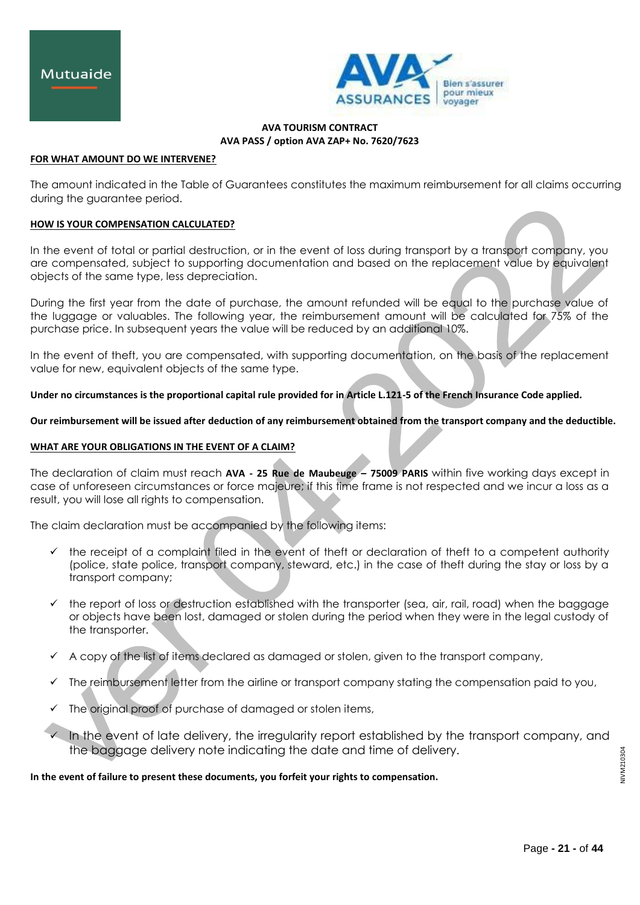**AVA TOURISM CONTRACT**
**AVA PASS / option AVA ZAP+ No. 7620/7623**

## FOR WHAT AMOUNT DO WE INTERVENE?

The amount indicated in the Table of Guarantees constitutes the maximum reimbursement for all claims occurring during the guarantee period.

## HOW IS YOUR COMPENSATION CALCULATED?

In the event of total or partial destruction, or in the event of loss during transport by a transport company, you are compensated, subject to supporting documentation and based on the replacement value by equivalent objects of the same type, less depreciation.

During the first year from the date of purchase, the amount refunded will be equal to the purchase value of the luggage or valuables. The following year, the reimbursement amount will be calculated for 75% of the purchase price. In subsequent years the value will be reduced by an additional 10%.

In the event of theft, you are compensated, with supporting documentation, on the basis of the replacement value for new, equivalent objects of the same type.

**Under no circumstances is the proportional capital rule provided for in Article L.121-5 of the French Insurance Code applied.**

**Our reimbursement will be issued after deduction of any reimbursement obtained from the transport company and the deductible.**

## WHAT ARE YOUR OBLIGATIONS IN THE EVENT OF A CLAIM?

The declaration of claim must reach **AVA - 25 Rue de Maubeuge – 75009 PARIS** within five working days except in case of unforeseen circumstances or force majeure; if this time frame is not respected and we incur a loss as a result, you will lose all rights to compensation.

The claim declaration must be accompanied by the following items:

- ✓ the receipt of a complaint filed in the event of theft or declaration of theft to a competent authority (police, state police, transport company, steward, etc.) in the case of theft during the stay or loss by a transport company;
- ✓ the report of loss or destruction established with the transporter (sea, air, rail, road) when the baggage or objects have been lost, damaged or stolen during the period when they were in the legal custody of the transporter.
- ✓ A copy of the list of items declared as damaged or stolen, given to the transport company,
- ✓ The reimbursement letter from the airline or transport company stating the compensation paid to you,
- ✓ The original proof of purchase of damaged or stolen items,
- ✓ In the event of late delivery, the irregularity report established by the transport company, and the baggage delivery note indicating the date and time of delivery.

**In the event of failure to present these documents, you forfeit your rights to compensation.**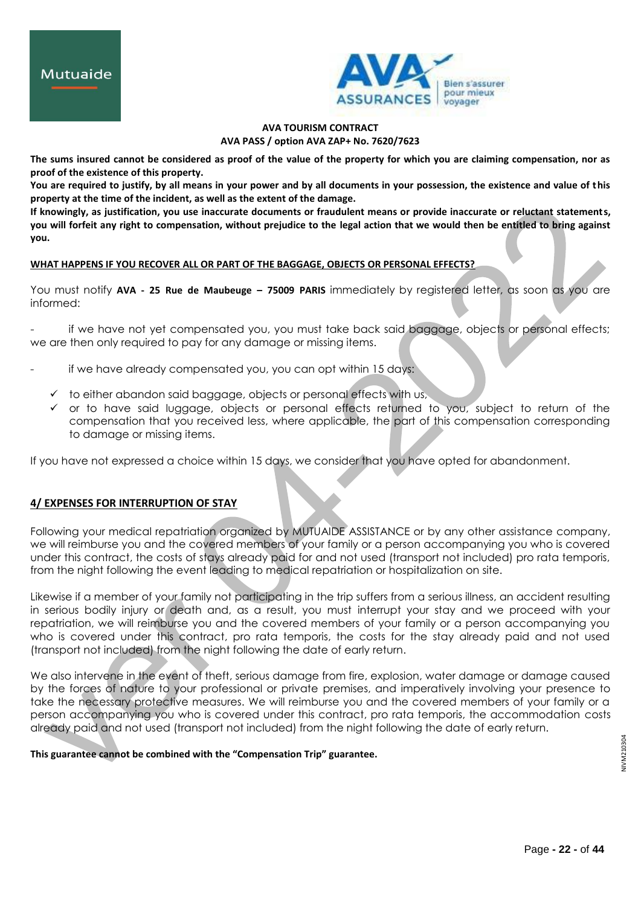**The sums insured cannot be considered as proof of the value of the property for which you are claiming compensation, nor as proof of the existence of this property.**

**You are required to justify, by all means in your power and by all documents in your possession, the existence and value of this property at the time of the incident, as well as the extent of the damage.**

**If knowingly, as justification, you use inaccurate documents or fraudulent means or provide inaccurate or reluctant statements, you will forfeit any right to compensation, without prejudice to the legal action that we would then be entitled to bring against you.**

**WHAT HAPPENS IF YOU RECOVER ALL OR PART OF THE BAGGAGE, OBJECTS OR PERSONAL EFFECTS?**

You must notify **AVA - 25 Rue de Maubeuge – 75009 PARIS** immediately by registered letter, as soon as you are informed:

- if we have not yet compensated you, you must take back said baggage, objects or personal effects; we are then only required to pay for any damage or missing items.

- if we have already compensated you, you can opt within 15 days:
  - ✓ to either abandon said baggage, objects or personal effects with us,
  - ✓ or to have said luggage, objects or personal effects returned to you, subject to return of the compensation that you received less, where applicable, the part of this compensation corresponding to damage or missing items.

If you have not expressed a choice within 15 days, we consider that you have opted for abandonment.

## 4/ EXPENSES FOR INTERRUPTION OF STAY

Following your medical repatriation organized by MUTUAIDE ASSISTANCE or by any other assistance company, we will reimburse you and the covered members of your family or a person accompanying you who is covered under this contract, the costs of stays already paid for and not used (transport not included) pro rata temporis, from the night following the event leading to medical repatriation or hospitalization on site.

Likewise if a member of your family not participating in the trip suffers from a serious illness, an accident resulting in serious bodily injury or death and, as a result, you must interrupt your stay and we proceed with your repatriation, we will reimburse you and the covered members of your family or a person accompanying you who is covered under this contract, pro rata temporis, the costs for the stay already paid and not used (transport not included) from the night following the date of early return.

We also intervene in the event of theft, serious damage from fire, explosion, water damage or damage caused by the forces of nature to your professional or private premises, and imperatively involving your presence to take the necessary protective measures. We will reimburse you and the covered members of your family or a person accompanying you who is covered under this contract, pro rata temporis, the accommodation costs already paid and not used (transport not included) from the night following the date of early return.

**This guarantee cannot be combined with the "Compensation Trip" guarantee.**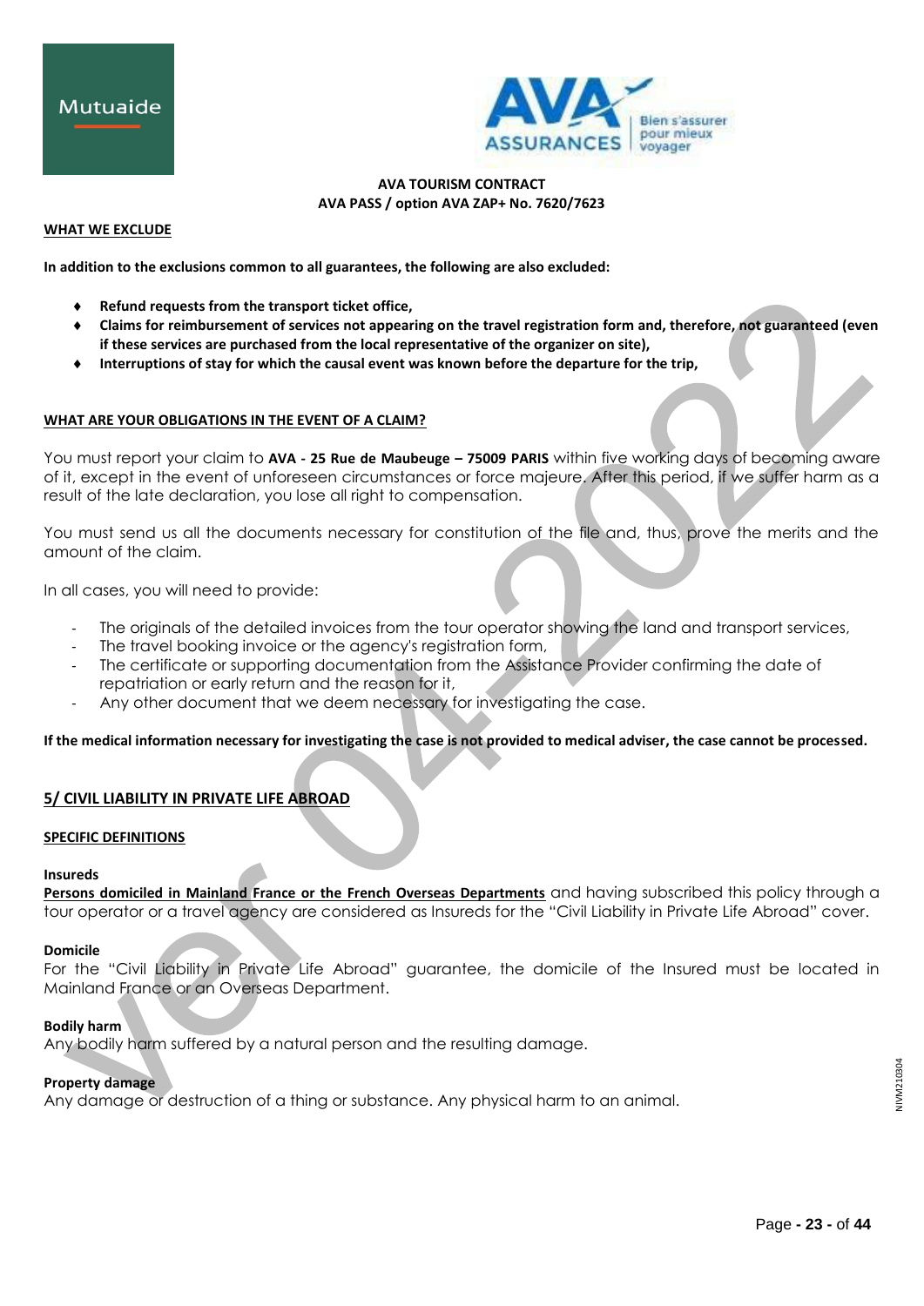**AVA TOURISM CONTRACT**
**AVA PASS / option AVA ZAP+ No. 7620/7623**

**WHAT WE EXCLUDE**

**In addition to the exclusions common to all guarantees, the following are also excluded:**

- **Refund requests from the transport ticket office,**
- **Claims for reimbursement of services not appearing on the travel registration form and, therefore, not guaranteed (even if these services are purchased from the local representative of the organizer on site),**
- **Interruptions of stay for which the causal event was known before the departure for the trip,**

**WHAT ARE YOUR OBLIGATIONS IN THE EVENT OF A CLAIM?**

You must report your claim to **AVA - 25 Rue de Maubeuge – 75009 PARIS** within five working days of becoming aware of it, except in the event of unforeseen circumstances or force majeure. After this period, if we suffer harm as a result of the late declaration, you lose all right to compensation.

You must send us all the documents necessary for constitution of the file and, thus, prove the merits and the amount of the claim.

In all cases, you will need to provide:

- The originals of the detailed invoices from the tour operator showing the land and transport services,
- The travel booking invoice or the agency's registration form,
- The certificate or supporting documentation from the Assistance Provider confirming the date of repatriation or early return and the reason for it,
- Any other document that we deem necessary for investigating the case.

**If the medical information necessary for investigating the case is not provided to medical adviser, the case cannot be processed.**

## 5/ CIVIL LIABILITY IN PRIVATE LIFE ABROAD

**SPECIFIC DEFINITIONS**

**Insureds**
**Persons domiciled in Mainland France or the French Overseas Departments** and having subscribed this policy through a tour operator or a travel agency are considered as Insureds for the "Civil Liability in Private Life Abroad" cover.

**Domicile**
For the "Civil Liability in Private Life Abroad" guarantee, the domicile of the Insured must be located in Mainland France or an Overseas Department.

**Bodily harm**
Any bodily harm suffered by a natural person and the resulting damage.

**Property damage**
Any damage or destruction of a thing or substance. Any physical harm to an animal.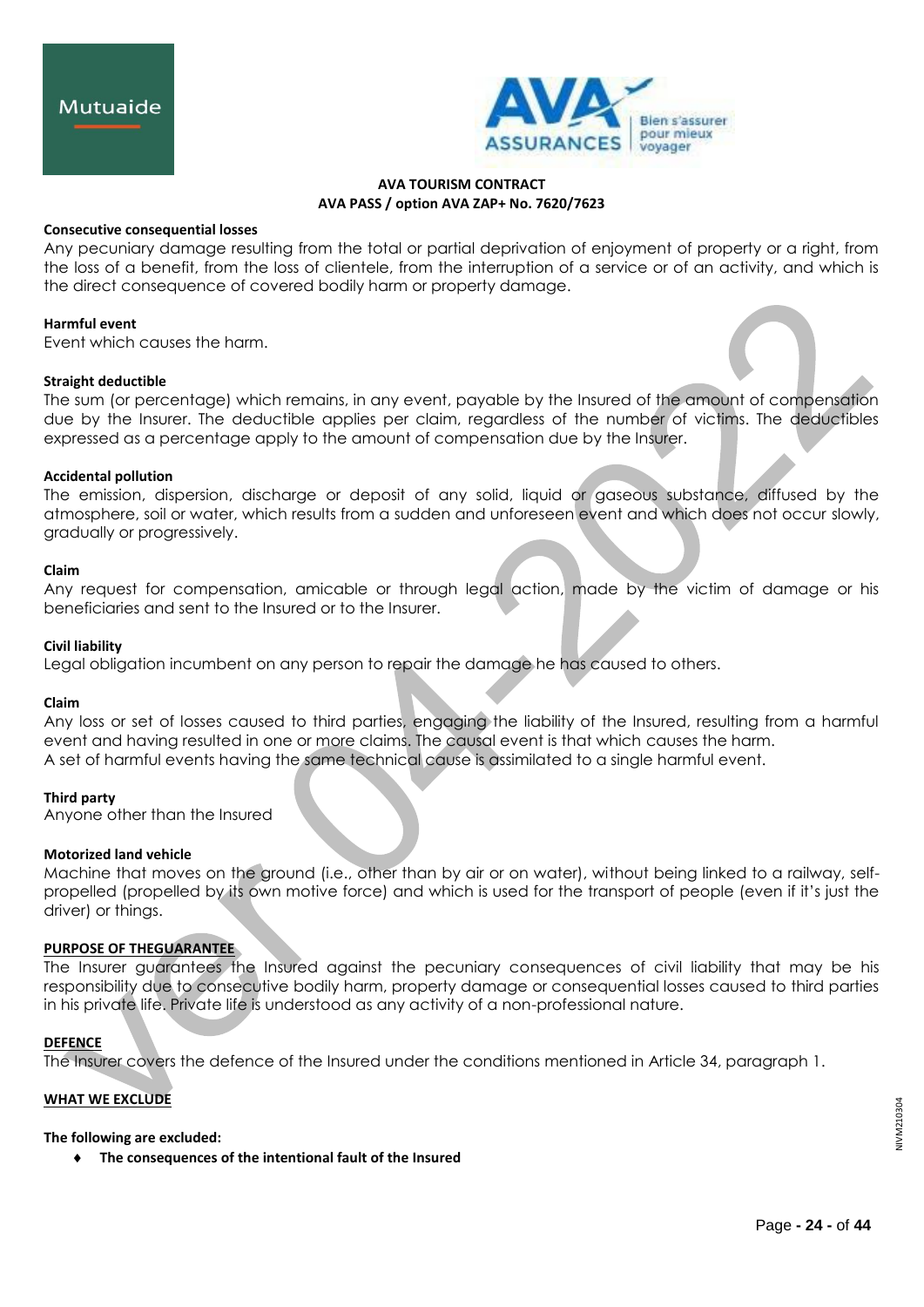**AVA TOURISM CONTRACT**
**AVA PASS / option AVA ZAP+ No. 7620/7623**

**Consecutive consequential losses**
Any pecuniary damage resulting from the total or partial deprivation of enjoyment of property or a right, from the loss of a benefit, from the loss of clientele, from the interruption of a service or of an activity, and which is the direct consequence of covered bodily harm or property damage.

**Harmful event**
Event which causes the harm.

**Straight deductible**
The sum (or percentage) which remains, in any event, payable by the Insured of the amount of compensation due by the Insurer. The deductible applies per claim, regardless of the number of victims. The deductibles expressed as a percentage apply to the amount of compensation due by the Insurer.

**Accidental pollution**
The emission, dispersion, discharge or deposit of any solid, liquid or gaseous substance, diffused by the atmosphere, soil or water, which results from a sudden and unforeseen event and which does not occur slowly, gradually or progressively.

**Claim**
Any request for compensation, amicable or through legal action, made by the victim of damage or his beneficiaries and sent to the Insured or to the Insurer.

**Civil liability**
Legal obligation incumbent on any person to repair the damage he has caused to others.

**Claim**
Any loss or set of losses caused to third parties, engaging the liability of the Insured, resulting from a harmful event and having resulted in one or more claims. The causal event is that which causes the harm.
A set of harmful events having the same technical cause is assimilated to a single harmful event.

**Third party**
Anyone other than the Insured

**Motorized land vehicle**
Machine that moves on the ground (i.e., other than by air or on water), without being linked to a railway, self-propelled (propelled by its own motive force) and which is used for the transport of people (even if it's just the driver) or things.

**PURPOSE OF THEGUARANTEE**

The Insurer guarantees the Insured against the pecuniary consequences of civil liability that may be his responsibility due to consecutive bodily harm, property damage or consequential losses caused to third parties in his private life. Private life is understood as any activity of a non-professional nature.

**DEFENCE**

The Insurer covers the defence of the Insured under the conditions mentioned in Article 34, paragraph 1.

**WHAT WE EXCLUDE**

**The following are excluded:**

- **The consequences of the intentional fault of the Insured**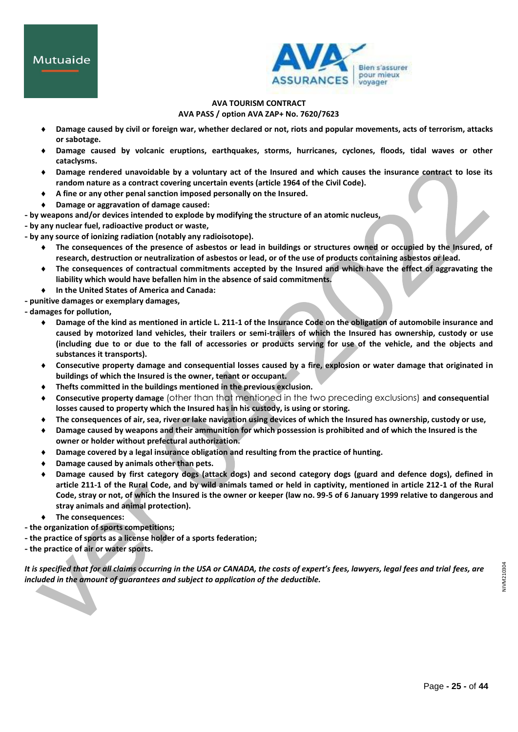- **Damage caused by civil or foreign war, whether declared or not, riots and popular movements, acts of terrorism, attacks or sabotage.**
- **Damage caused by volcanic eruptions, earthquakes, storms, hurricanes, cyclones, floods, tidal waves or other cataclysms.**
- **Damage rendered unavoidable by a voluntary act of the Insured and which causes the insurance contract to lose its random nature as a contract covering uncertain events (article 1964 of the Civil Code).**
- **A fine or any other penal sanction imposed personally on the Insured.**
- **Damage or aggravation of damage caused:**

**- by weapons and/or devices intended to explode by modifying the structure of an atomic nucleus,**
**- by any nuclear fuel, radioactive product or waste,**
**- by any source of ionizing radiation (notably any radioisotope).**

- **The consequences of the presence of asbestos or lead in buildings or structures owned or occupied by the Insured, of research, destruction or neutralization of asbestos or lead, or of the use of products containing asbestos or lead.**
- **The consequences of contractual commitments accepted by the Insured and which have the effect of aggravating the liability which would have befallen him in the absence of said commitments.**
- **In the United States of America and Canada:**

**- punitive damages or exemplary damages,**
**- damages for pollution,**

- **Damage of the kind as mentioned in article L. 211-1 of the Insurance Code on the obligation of automobile insurance and caused by motorized land vehicles, their trailers or semi-trailers of which the Insured has ownership, custody or use (including due to or due to the fall of accessories or products serving for use of the vehicle, and the objects and substances it transports).**
- **Consecutive property damage and consequential losses caused by a fire, explosion or water damage that originated in buildings of which the Insured is the owner, tenant or occupant.**
- **Thefts committed in the buildings mentioned in the previous exclusion.**
- **Consecutive property damage** (other than that mentioned in the two preceding exclusions) **and consequential losses caused to property which the Insured has in his custody, is using or storing.**
- **The consequences of air, sea, river or lake navigation using devices of which the Insured has ownership, custody or use,**
- **Damage caused by weapons and their ammunition for which possession is prohibited and of which the Insured is the owner or holder without prefectural authorization.**
- **Damage covered by a legal insurance obligation and resulting from the practice of hunting.**
- **Damage caused by animals other than pets.**
- **Damage caused by first category dogs (attack dogs) and second category dogs (guard and defence dogs), defined in article 211-1 of the Rural Code, and by wild animals tamed or held in captivity, mentioned in article 212-1 of the Rural Code, stray or not, of which the Insured is the owner or keeper (law no. 99-5 of 6 January 1999 relative to dangerous and stray animals and animal protection).**
- **The consequences:**

**- the organization of sports competitions;**
**- the practice of sports as a license holder of a sports federation;**
**- the practice of air or water sports.**

***It is specified that for all claims occurring in the USA or CANADA, the costs of expert's fees, lawyers, legal fees and trial fees, are included in the amount of guarantees and subject to application of the deductible.***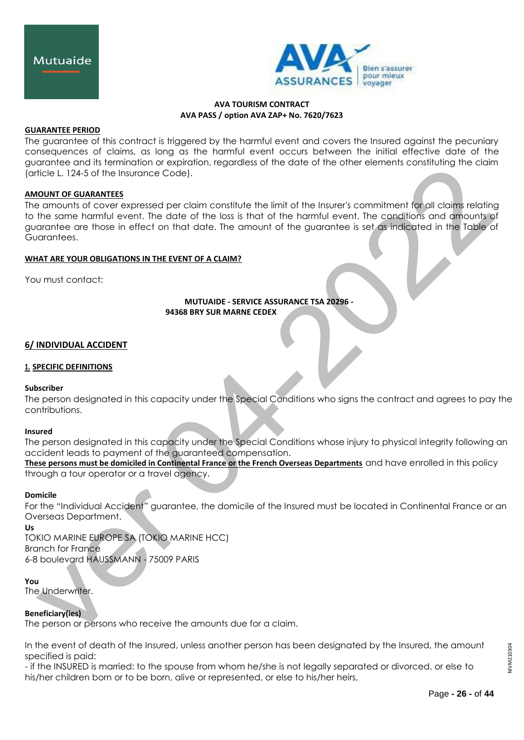**AVA TOURISM CONTRACT**
**AVA PASS / option AVA ZAP+ No. 7620/7623**

**GUARANTEE PERIOD**

The guarantee of this contract is triggered by the harmful event and covers the Insured against the pecuniary consequences of claims, as long as the harmful event occurs between the initial effective date of the guarantee and its termination or expiration, regardless of the date of the other elements constituting the claim (article L. 124-5 of the Insurance Code).

**AMOUNT OF GUARANTEES**

The amounts of cover expressed per claim constitute the limit of the Insurer's commitment for all claims relating to the same harmful event. The date of the loss is that of the harmful event. The conditions and amounts of guarantee are those in effect on that date. The amount of the guarantee is set as indicated in the Table of Guarantees.

**WHAT ARE YOUR OBLIGATIONS IN THE EVENT OF A CLAIM?**

You must contact:

**MUTUAIDE - SERVICE ASSURANCE TSA 20296 -**
**94368 BRY SUR MARNE CEDEX**

## 6/ INDIVIDUAL ACCIDENT

### 1. SPECIFIC DEFINITIONS

**Subscriber**
The person designated in this capacity under the Special Conditions who signs the contract and agrees to pay the contributions.

**Insured**
The person designated in this capacity under the Special Conditions whose injury to physical integrity following an accident leads to payment of the guaranteed compensation.
**These persons must be domiciled in Continental France or the French Overseas Departments** and have enrolled in this policy through a tour operator or a travel agency.

**Domicile**
For the "Individual Accident" guarantee, the domicile of the Insured must be located in Continental France or an Overseas Department.

**Us**
TOKIO MARINE EUROPE SA (TOKIO MARINE HCC)
Branch for France
6-8 boulevard HAUSSMANN - 75009 PARIS

**You**
The Underwriter.

**Beneficiary(ies)**
The person or persons who receive the amounts due for a claim.

In the event of death of the Insured, unless another person has been designated by the Insured, the amount specified is paid:
- if the INSURED is married: to the spouse from whom he/she is not legally separated or divorced, or else to his/her children born or to be born, alive or represented, or else to his/her heirs,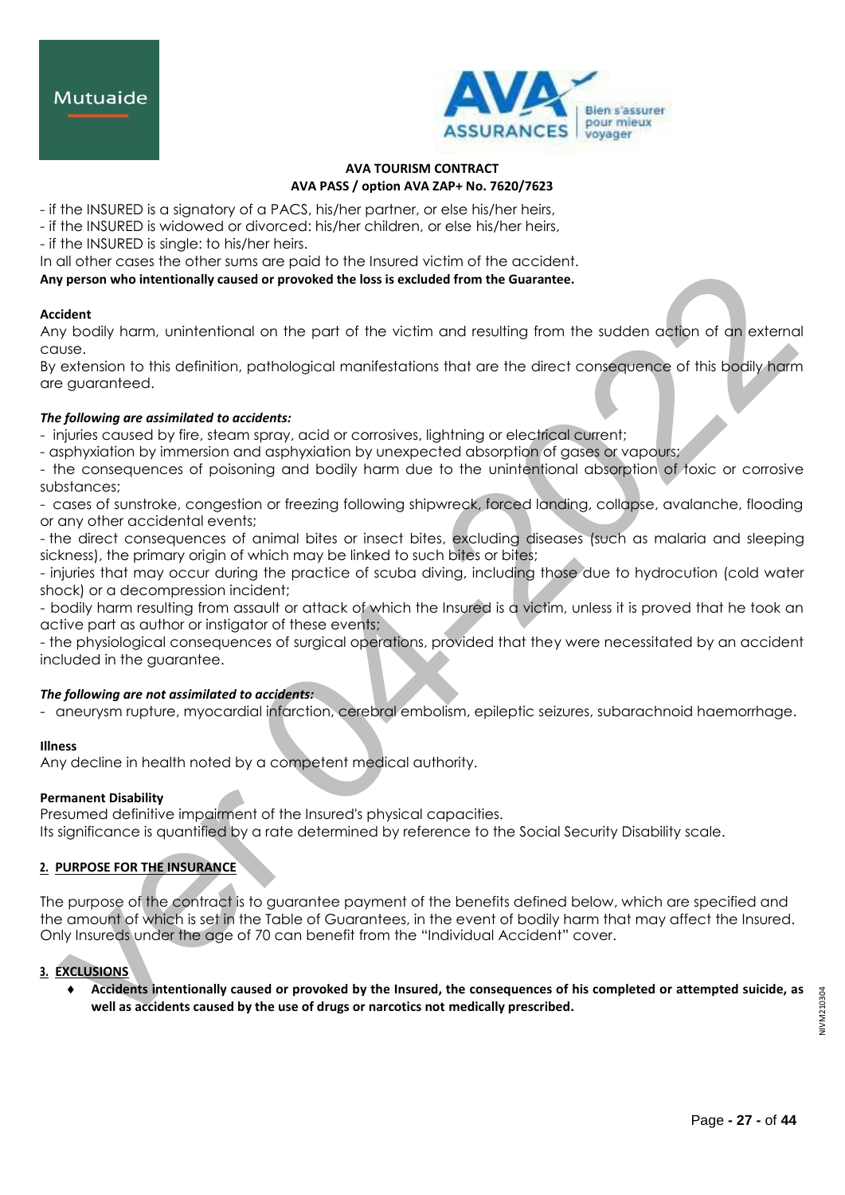- if the INSURED is a signatory of a PACS, his/her partner, or else his/her heirs,
- if the INSURED is widowed or divorced: his/her children, or else his/her heirs,
- if the INSURED is single: to his/her heirs.

In all other cases the other sums are paid to the Insured victim of the accident.

**Any person who intentionally caused or provoked the loss is excluded from the Guarantee.**

**Accident**

Any bodily harm, unintentional on the part of the victim and resulting from the sudden action of an external cause.

By extension to this definition, pathological manifestations that are the direct consequence of this bodily harm are guaranteed.

***The following are assimilated to accidents:***

- injuries caused by fire, steam spray, acid or corrosives, lightning or electrical current;
- asphyxiation by immersion and asphyxiation by unexpected absorption of gases or vapours;
- the consequences of poisoning and bodily harm due to the unintentional absorption of toxic or corrosive substances;
- cases of sunstroke, congestion or freezing following shipwreck, forced landing, collapse, avalanche, flooding or any other accidental events;
- the direct consequences of animal bites or insect bites, excluding diseases (such as malaria and sleeping sickness), the primary origin of which may be linked to such bites or bites;
- injuries that may occur during the practice of scuba diving, including those due to hydrocution (cold water shock) or a decompression incident;
- bodily harm resulting from assault or attack of which the Insured is a victim, unless it is proved that he took an active part as author or instigator of these events;
- the physiological consequences of surgical operations, provided that they were necessitated by an accident included in the guarantee.

***The following are not assimilated to accidents:***

- aneurysm rupture, myocardial infarction, cerebral embolism, epileptic seizures, subarachnoid haemorrhage.

**Illness**

Any decline in health noted by a competent medical authority.

**Permanent Disability**

Presumed definitive impairment of the Insured's physical capacities.

Its significance is quantified by a rate determined by reference to the Social Security Disability scale.

## 2. PURPOSE FOR THE INSURANCE

The purpose of the contract is to guarantee payment of the benefits defined below, which are specified and the amount of which is set in the Table of Guarantees, in the event of bodily harm that may affect the Insured. Only Insureds under the age of 70 can benefit from the "Individual Accident" cover.

## 3. EXCLUSIONS

- **Accidents intentionally caused or provoked by the Insured, the consequences of his completed or attempted suicide, as well as accidents caused by the use of drugs or narcotics not medically prescribed.**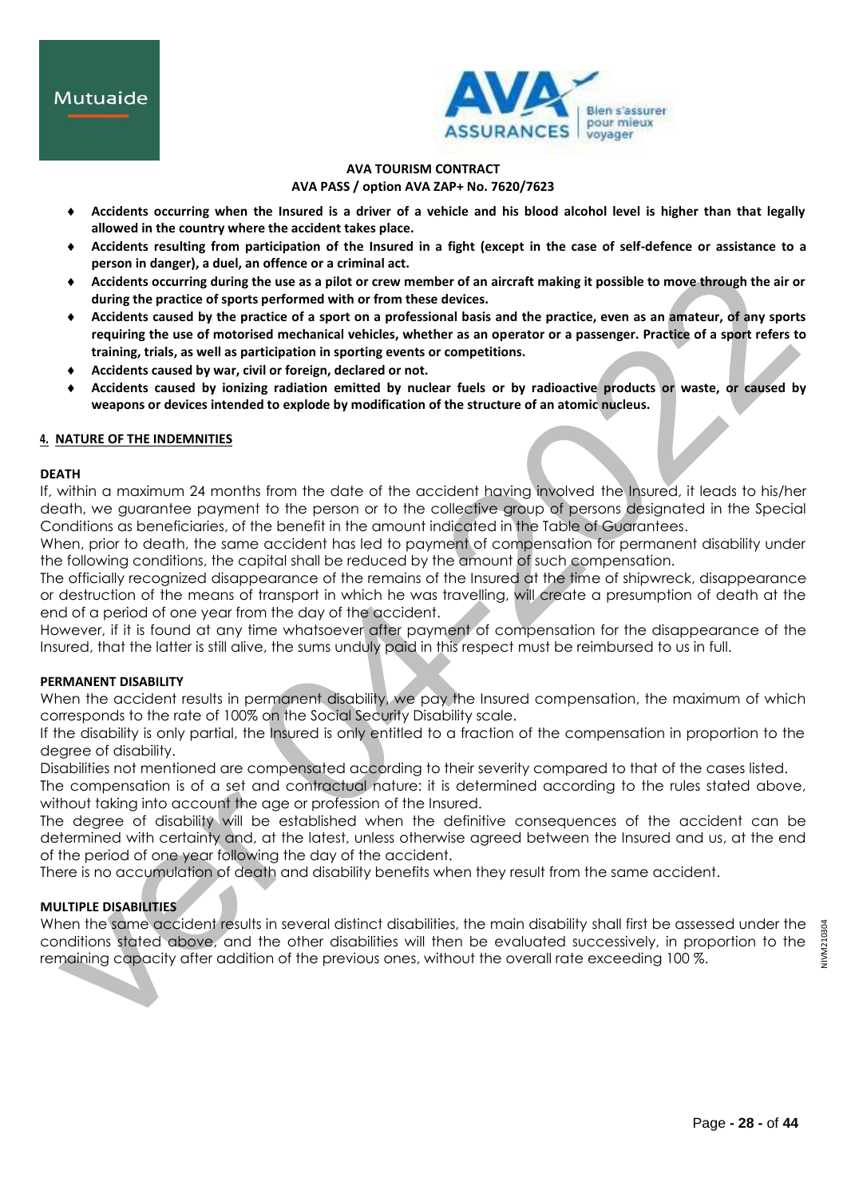- **Accidents occurring when the Insured is a driver of a vehicle and his blood alcohol level is higher than that legally allowed in the country where the accident takes place.**
- **Accidents resulting from participation of the Insured in a fight (except in the case of self-defence or assistance to a person in danger), a duel, an offence or a criminal act.**
- **Accidents occurring during the use as a pilot or crew member of an aircraft making it possible to move through the air or during the practice of sports performed with or from these devices.**
- **Accidents caused by the practice of a sport on a professional basis and the practice, even as an amateur, of any sports requiring the use of motorised mechanical vehicles, whether as an operator or a passenger. Practice of a sport refers to training, trials, as well as participation in sporting events or competitions.**
- **Accidents caused by war, civil or foreign, declared or not.**
- **Accidents caused by ionizing radiation emitted by nuclear fuels or by radioactive products or waste, or caused by weapons or devices intended to explode by modification of the structure of an atomic nucleus.**

## 4. NATURE OF THE INDEMNITIES

**DEATH**

If, within a maximum 24 months from the date of the accident having involved the Insured, it leads to his/her death, we guarantee payment to the person or to the collective group of persons designated in the Special Conditions as beneficiaries, of the benefit in the amount indicated in the Table of Guarantees.

When, prior to death, the same accident has led to payment of compensation for permanent disability under the following conditions, the capital shall be reduced by the amount of such compensation.

The officially recognized disappearance of the remains of the Insured at the time of shipwreck, disappearance or destruction of the means of transport in which he was travelling, will create a presumption of death at the end of a period of one year from the day of the accident.

However, if it is found at any time whatsoever after payment of compensation for the disappearance of the Insured, that the latter is still alive, the sums unduly paid in this respect must be reimbursed to us in full.

**PERMANENT DISABILITY**

When the accident results in permanent disability, we pay the Insured compensation, the maximum of which corresponds to the rate of 100% on the Social Security Disability scale.

If the disability is only partial, the Insured is only entitled to a fraction of the compensation in proportion to the degree of disability.

Disabilities not mentioned are compensated according to their severity compared to that of the cases listed.

The compensation is of a set and contractual nature: it is determined according to the rules stated above, without taking into account the age or profession of the Insured.

The degree of disability will be established when the definitive consequences of the accident can be determined with certainty and, at the latest, unless otherwise agreed between the Insured and us, at the end of the period of one year following the day of the accident.

There is no accumulation of death and disability benefits when they result from the same accident.

**MULTIPLE DISABILITIES**

When the same accident results in several distinct disabilities, the main disability shall first be assessed under the conditions stated above, and the other disabilities will then be evaluated successively, in proportion to the remaining capacity after addition of the previous ones, without the overall rate exceeding 100 %.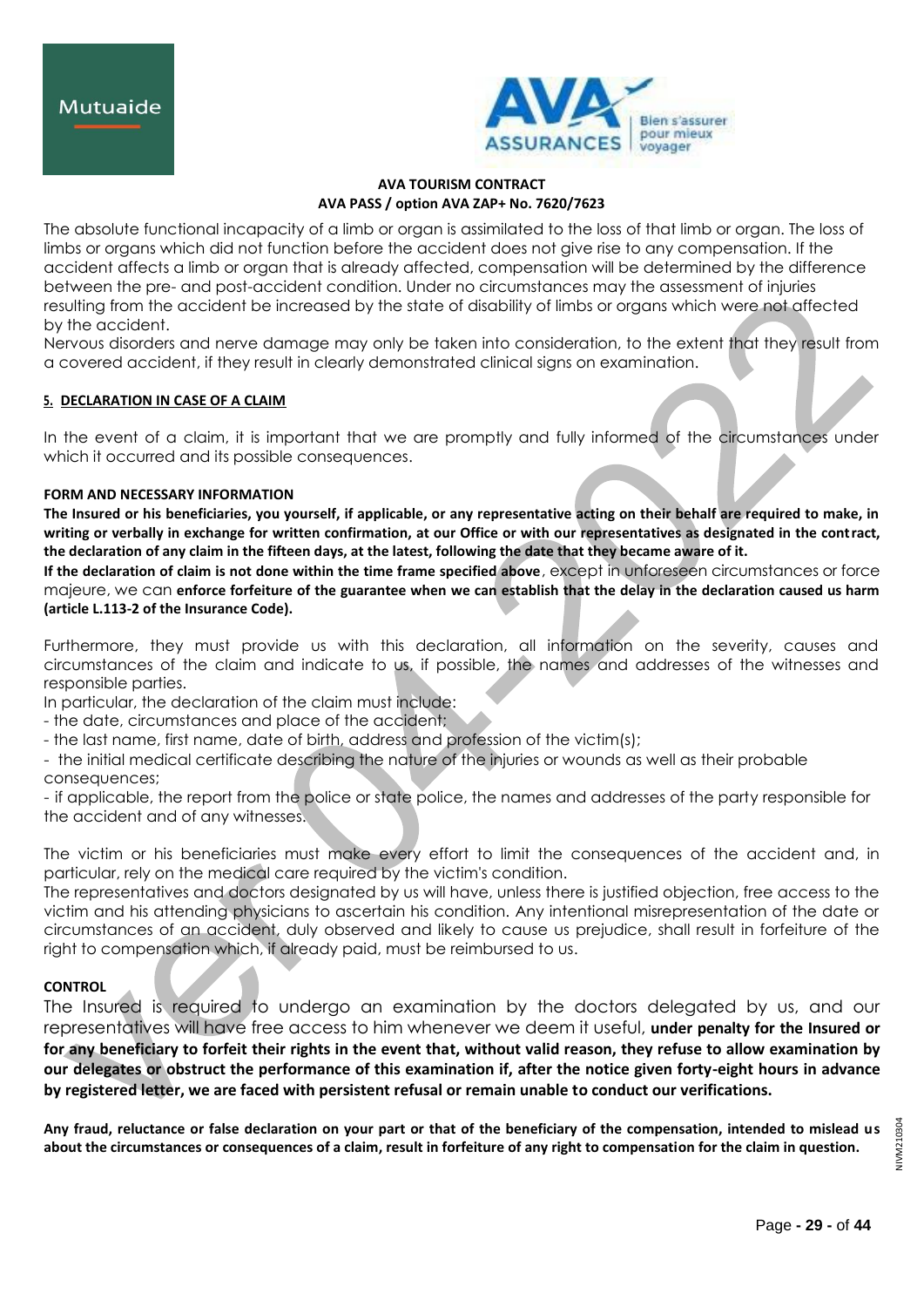The absolute functional incapacity of a limb or organ is assimilated to the loss of that limb or organ. The loss of limbs or organs which did not function before the accident does not give rise to any compensation. If the accident affects a limb or organ that is already affected, compensation will be determined by the difference between the pre- and post-accident condition. Under no circumstances may the assessment of injuries resulting from the accident be increased by the state of disability of limbs or organs which were not affected by the accident.

Nervous disorders and nerve damage may only be taken into consideration, to the extent that they result from a covered accident, if they result in clearly demonstrated clinical signs on examination.

## 5. DECLARATION IN CASE OF A CLAIM

In the event of a claim, it is important that we are promptly and fully informed of the circumstances under which it occurred and its possible consequences.

### FORM AND NECESSARY INFORMATION

**The Insured or his beneficiaries, you yourself, if applicable, or any representative acting on their behalf are required to make, in writing or verbally in exchange for written confirmation, at our Office or with our representatives as designated in the contract, the declaration of any claim in the fifteen days, at the latest, following the date that they became aware of it.**

**If the declaration of claim is not done within the time frame specified above**, except in unforeseen circumstances or force majeure, we can **enforce forfeiture of the guarantee when we can establish that the delay in the declaration caused us harm (article L.113-2 of the Insurance Code).**

Furthermore, they must provide us with this declaration, all information on the severity, causes and circumstances of the claim and indicate to us, if possible, the names and addresses of the witnesses and responsible parties.

In particular, the declaration of the claim must include:

- the date, circumstances and place of the accident;
- the last name, first name, date of birth, address and profession of the victim(s);
- the initial medical certificate describing the nature of the injuries or wounds as well as their probable consequences;
- if applicable, the report from the police or state police, the names and addresses of the party responsible for the accident and of any witnesses.

The victim or his beneficiaries must make every effort to limit the consequences of the accident and, in particular, rely on the medical care required by the victim's condition.

The representatives and doctors designated by us will have, unless there is justified objection, free access to the victim and his attending physicians to ascertain his condition. Any intentional misrepresentation of the date or circumstances of an accident, duly observed and likely to cause us prejudice, shall result in forfeiture of the right to compensation which, if already paid, must be reimbursed to us.

### CONTROL

The Insured is required to undergo an examination by the doctors delegated by us, and our representatives will have free access to him whenever we deem it useful, **under penalty for the Insured or for any beneficiary to forfeit their rights in the event that, without valid reason, they refuse to allow examination by our delegates or obstruct the performance of this examination if, after the notice given forty-eight hours in advance by registered letter, we are faced with persistent refusal or remain unable to conduct our verifications.**

**Any fraud, reluctance or false declaration on your part or that of the beneficiary of the compensation, intended to mislead us about the circumstances or consequences of a claim, result in forfeiture of any right to compensation for the claim in question.**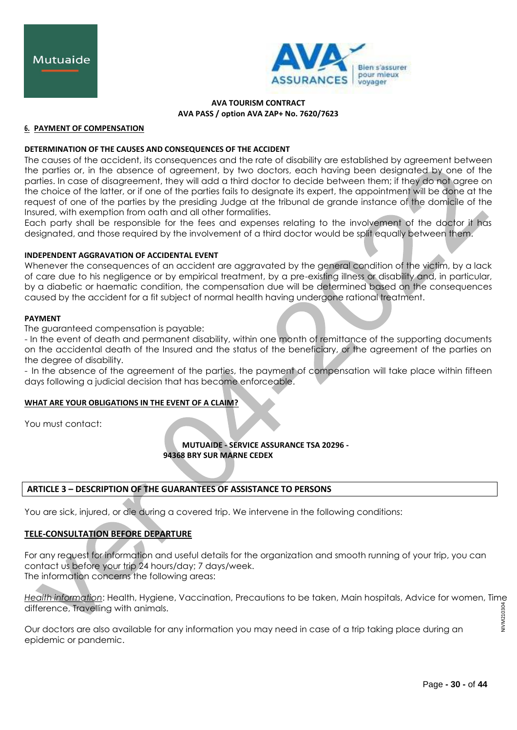**AVA TOURISM CONTRACT**
**AVA PASS / option AVA ZAP+ No. 7620/7623**

## 6. PAYMENT OF COMPENSATION

### DETERMINATION OF THE CAUSES AND CONSEQUENCES OF THE ACCIDENT

The causes of the accident, its consequences and the rate of disability are established by agreement between the parties or, in the absence of agreement, by two doctors, each having been designated by one of the parties. In case of disagreement, they will add a third doctor to decide between them; if they do not agree on the choice of the latter, or if one of the parties fails to designate its expert, the appointment will be done at the request of one of the parties by the presiding Judge at the tribunal de grande instance of the domicile of the Insured, with exemption from oath and all other formalities.
Each party shall be responsible for the fees and expenses relating to the involvement of the doctor it has designated, and those required by the involvement of a third doctor would be split equally between them.

### INDEPENDENT AGGRAVATION OF ACCIDENTAL EVENT

Whenever the consequences of an accident are aggravated by the general condition of the victim, by a lack of care due to his negligence or by empirical treatment, by a pre-existing illness or disability and, in particular, by a diabetic or haematic condition, the compensation due will be determined based on the consequences caused by the accident for a fit subject of normal health having undergone rational treatment.

### PAYMENT

The guaranteed compensation is payable:
- In the event of death and permanent disability, within one month of remittance of the supporting documents on the accidental death of the Insured and the status of the beneficiary, or the agreement of the parties on the degree of disability.
- In the absence of the agreement of the parties, the payment of compensation will take place within fifteen days following a judicial decision that has become enforceable.

### WHAT ARE YOUR OBLIGATIONS IN THE EVENT OF A CLAIM?

You must contact:

**MUTUAIDE - SERVICE ASSURANCE TSA 20296 -**
**94368 BRY SUR MARNE CEDEX**

## ARTICLE 3 – DESCRIPTION OF THE GUARANTEES OF ASSISTANCE TO PERSONS

You are sick, injured, or die during a covered trip. We intervene in the following conditions:

### TELE-CONSULTATION BEFORE DEPARTURE

For any request for information and useful details for the organization and smooth running of your trip, you can contact us before your trip 24 hours/day; 7 days/week.
The information concerns the following areas:

*Health information*: Health, Hygiene, Vaccination, Precautions to be taken, Main hospitals, Advice for women, Time difference, Travelling with animals.

Our doctors are also available for any information you may need in case of a trip taking place during an epidemic or pandemic.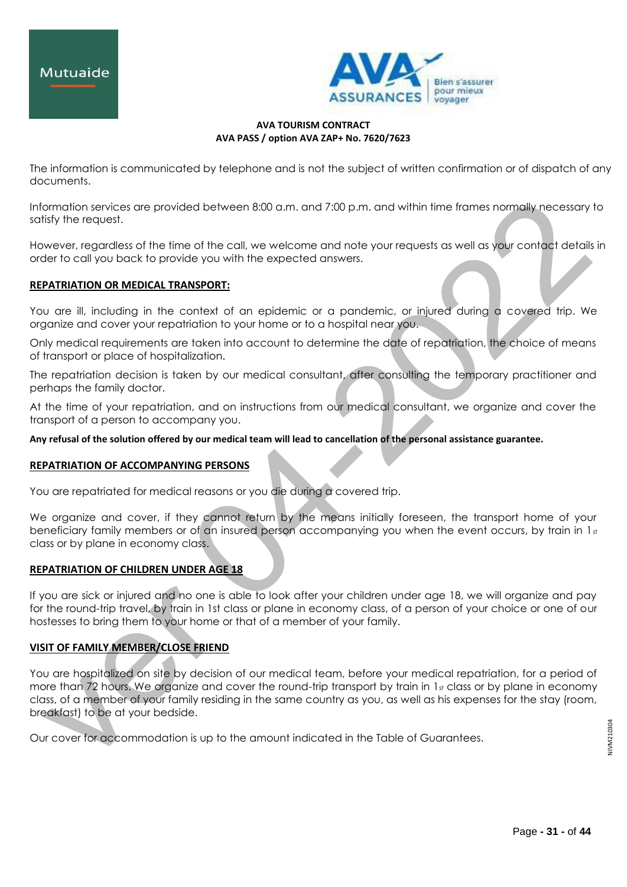The information is communicated by telephone and is not the subject of written confirmation or of dispatch of any documents.

Information services are provided between 8:00 a.m. and 7:00 p.m. and within time frames normally necessary to satisfy the request.

However, regardless of the time of the call, we welcome and note your requests as well as your contact details in order to call you back to provide you with the expected answers.

**REPATRIATION OR MEDICAL TRANSPORT:**

You are ill, including in the context of an epidemic or a pandemic, or injured during a covered trip. We organize and cover your repatriation to your home or to a hospital near you.

Only medical requirements are taken into account to determine the date of repatriation, the choice of means of transport or place of hospitalization.

The repatriation decision is taken by our medical consultant, after consulting the temporary practitioner and perhaps the family doctor.

At the time of your repatriation, and on instructions from our medical consultant, we organize and cover the transport of a person to accompany you.

**Any refusal of the solution offered by our medical team will lead to cancellation of the personal assistance guarantee.**

**REPATRIATION OF ACCOMPANYING PERSONS**

You are repatriated for medical reasons or you die during a covered trip.

We organize and cover, if they cannot return by the means initially foreseen, the transport home of your beneficiary family members or of an insured person accompanying you when the event occurs, by train in 1st class or by plane in economy class.

**REPATRIATION OF CHILDREN UNDER AGE 18**

If you are sick or injured and no one is able to look after your children under age 18, we will organize and pay for the round-trip travel, by train in 1st class or plane in economy class, of a person of your choice or one of our hostesses to bring them to your home or that of a member of your family.

**VISIT OF FAMILY MEMBER/CLOSE FRIEND**

You are hospitalized on site by decision of our medical team, before your medical repatriation, for a period of more than 72 hours. We organize and cover the round-trip transport by train in 1st class or by plane in economy class, of a member of your family residing in the same country as you, as well as his expenses for the stay (room, breakfast) to be at your bedside.

Our cover for accommodation is up to the amount indicated in the Table of Guarantees.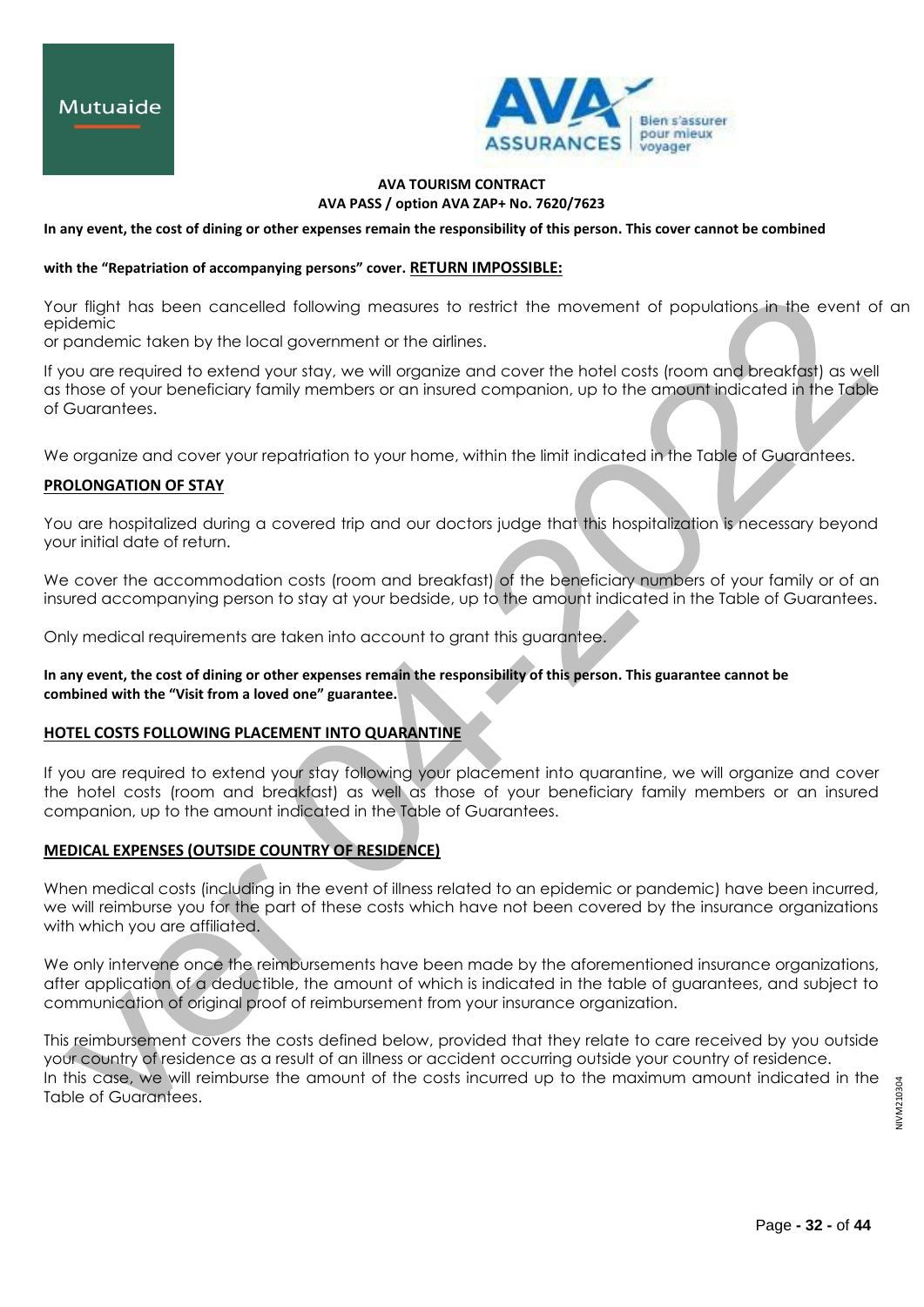In any event, the cost of dining or other expenses remain the responsibility of this person. This cover cannot be combined with the "Repatriation of accompanying persons" cover. **RETURN IMPOSSIBLE:**

Your flight has been cancelled following measures to restrict the movement of populations in the event of an epidemic or pandemic taken by the local government or the airlines.

If you are required to extend your stay, we will organize and cover the hotel costs (room and breakfast) as well as those of your beneficiary family members or an insured companion, up to the amount indicated in the Table of Guarantees.

We organize and cover your repatriation to your home, within the limit indicated in the Table of Guarantees.

**PROLONGATION OF STAY**

You are hospitalized during a covered trip and our doctors judge that this hospitalization is necessary beyond your initial date of return.

We cover the accommodation costs (room and breakfast) of the beneficiary numbers of your family or of an insured accompanying person to stay at your bedside, up to the amount indicated in the Table of Guarantees.

Only medical requirements are taken into account to grant this guarantee.

**In any event, the cost of dining or other expenses remain the responsibility of this person. This guarantee cannot be combined with the "Visit from a loved one" guarantee.**

**HOTEL COSTS FOLLOWING PLACEMENT INTO QUARANTINE**

If you are required to extend your stay following your placement into quarantine, we will organize and cover the hotel costs (room and breakfast) as well as those of your beneficiary family members or an insured companion, up to the amount indicated in the Table of Guarantees.

**MEDICAL EXPENSES (OUTSIDE COUNTRY OF RESIDENCE)**

When medical costs (including in the event of illness related to an epidemic or pandemic) have been incurred, we will reimburse you for the part of these costs which have not been covered by the insurance organizations with which you are affiliated.

We only intervene once the reimbursements have been made by the aforementioned insurance organizations, after application of a deductible, the amount of which is indicated in the table of guarantees, and subject to communication of original proof of reimbursement from your insurance organization.

This reimbursement covers the costs defined below, provided that they relate to care received by you outside your country of residence as a result of an illness or accident occurring outside your country of residence.
In this case, we will reimburse the amount of the costs incurred up to the maximum amount indicated in the Table of Guarantees.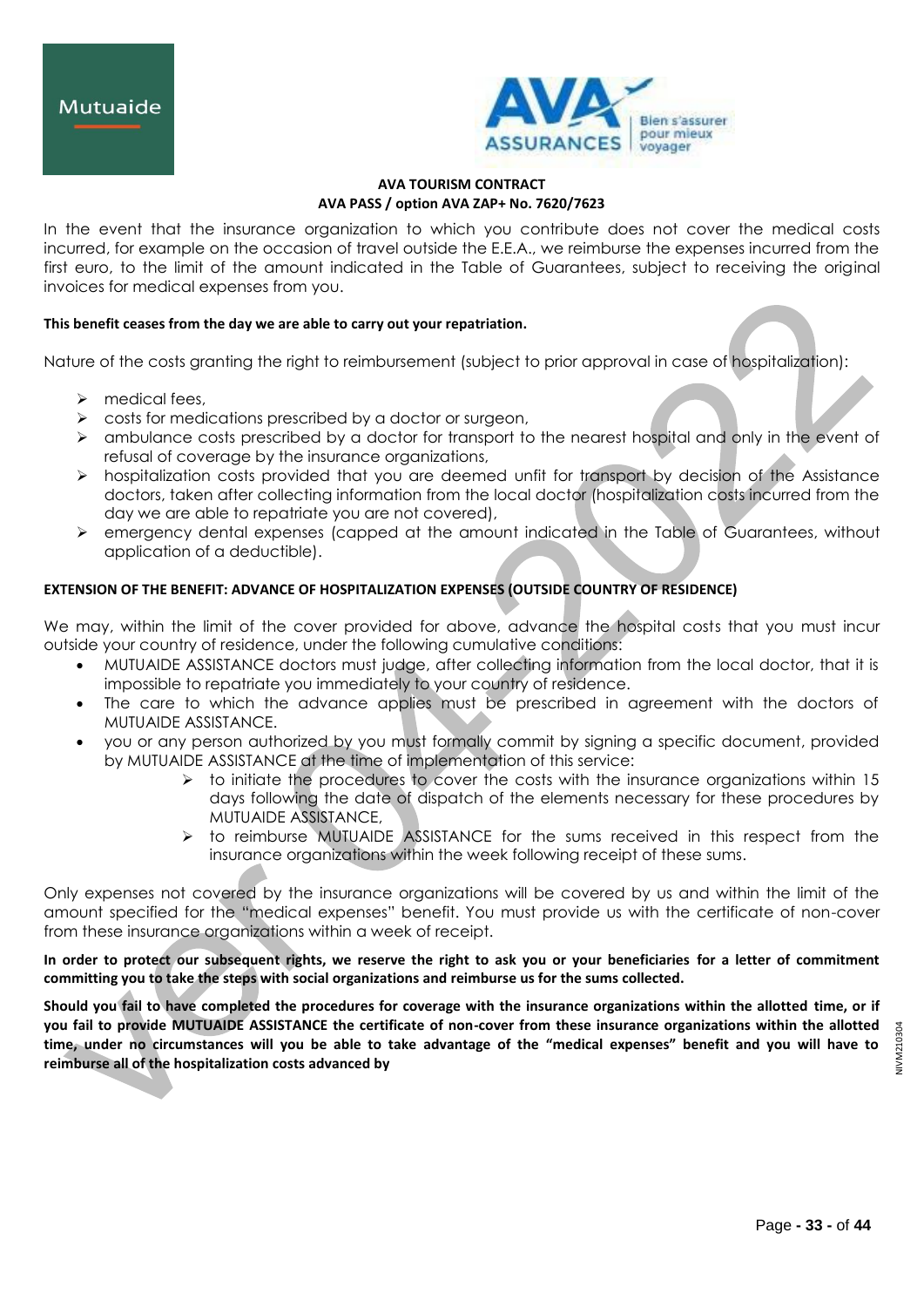**AVA TOURISM CONTRACT**
**AVA PASS / option AVA ZAP+ No. 7620/7623**

In the event that the insurance organization to which you contribute does not cover the medical costs incurred, for example on the occasion of travel outside the E.E.A., we reimburse the expenses incurred from the first euro, to the limit of the amount indicated in the Table of Guarantees, subject to receiving the original invoices for medical expenses from you.

**This benefit ceases from the day we are able to carry out your repatriation.**

Nature of the costs granting the right to reimbursement (subject to prior approval in case of hospitalization):

- medical fees,
- costs for medications prescribed by a doctor or surgeon,
- ambulance costs prescribed by a doctor for transport to the nearest hospital and only in the event of refusal of coverage by the insurance organizations,
- hospitalization costs provided that you are deemed unfit for transport by decision of the Assistance doctors, taken after collecting information from the local doctor (hospitalization costs incurred from the day we are able to repatriate you are not covered),
- emergency dental expenses (capped at the amount indicated in the Table of Guarantees, without application of a deductible).

**EXTENSION OF THE BENEFIT: ADVANCE OF HOSPITALIZATION EXPENSES (OUTSIDE COUNTRY OF RESIDENCE)**

We may, within the limit of the cover provided for above, advance the hospital costs that you must incur outside your country of residence, under the following cumulative conditions:

- MUTUAIDE ASSISTANCE doctors must judge, after collecting information from the local doctor, that it is impossible to repatriate you immediately to your country of residence.
- The care to which the advance applies must be prescribed in agreement with the doctors of MUTUAIDE ASSISTANCE.
- you or any person authorized by you must formally commit by signing a specific document, provided by MUTUAIDE ASSISTANCE at the time of implementation of this service:
  - to initiate the procedures to cover the costs with the insurance organizations within 15 days following the date of dispatch of the elements necessary for these procedures by MUTUAIDE ASSISTANCE,
  - to reimburse MUTUAIDE ASSISTANCE for the sums received in this respect from the insurance organizations within the week following receipt of these sums.

Only expenses not covered by the insurance organizations will be covered by us and within the limit of the amount specified for the "medical expenses" benefit. You must provide us with the certificate of non-cover from these insurance organizations within a week of receipt.

**In order to protect our subsequent rights, we reserve the right to ask you or your beneficiaries for a letter of commitment committing you to take the steps with social organizations and reimburse us for the sums collected.**

**Should you fail to have completed the procedures for coverage with the insurance organizations within the allotted time, or if you fail to provide MUTUAIDE ASSISTANCE the certificate of non-cover from these insurance organizations within the allotted time, under no circumstances will you be able to take advantage of the "medical expenses" benefit and you will have to reimburse all of the hospitalization costs advanced by**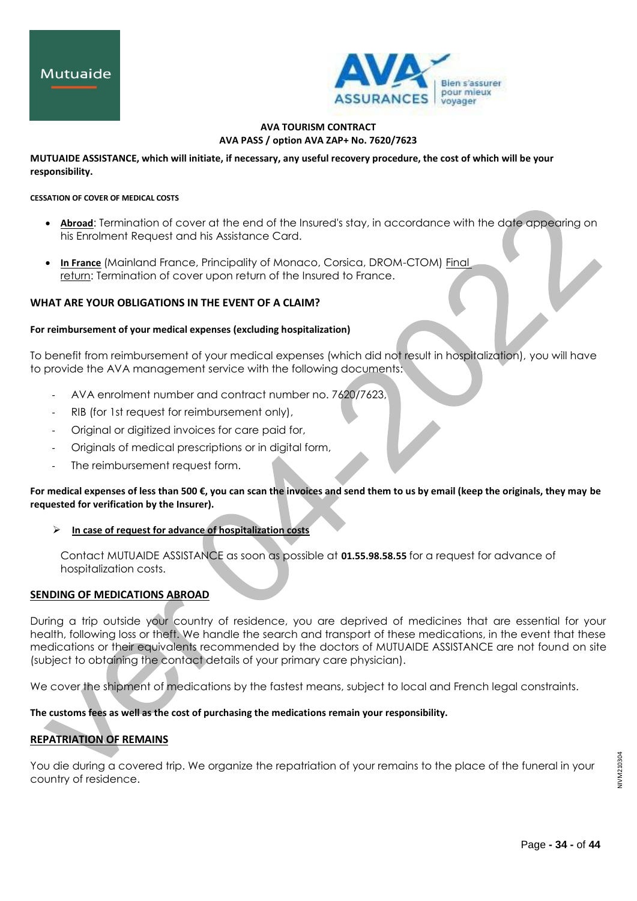**MUTUAIDE ASSISTANCE, which will initiate, if necessary, any useful recovery procedure, the cost of which will be your responsibility.**

**CESSATION OF COVER OF MEDICAL COSTS**

- **Abroad**: Termination of cover at the end of the Insured's stay, in accordance with the date appearing on his Enrolment Request and his Assistance Card.
- **In France** (Mainland France, Principality of Monaco, Corsica, DROM-CTOM) Final return: Termination of cover upon return of the Insured to France.

### WHAT ARE YOUR OBLIGATIONS IN THE EVENT OF A CLAIM?

**For reimbursement of your medical expenses (excluding hospitalization)**

To benefit from reimbursement of your medical expenses (which did not result in hospitalization), you will have to provide the AVA management service with the following documents:

- AVA enrolment number and contract number no. 7620/7623,
- RIB (for 1st request for reimbursement only),
- Original or digitized invoices for care paid for,
- Originals of medical prescriptions or in digital form,
- The reimbursement request form.

**For medical expenses of less than 500 €, you can scan the invoices and send them to us by email (keep the originals, they may be requested for verification by the Insurer).**

➢ **In case of request for advance of hospitalization costs**

Contact MUTUAIDE ASSISTANCE as soon as possible at **01.55.98.58.55** for a request for advance of hospitalization costs.

### SENDING OF MEDICATIONS ABROAD

During a trip outside your country of residence, you are deprived of medicines that are essential for your health, following loss or theft. We handle the search and transport of these medications, in the event that these medications or their equivalents recommended by the doctors of MUTUAIDE ASSISTANCE are not found on site (subject to obtaining the contact details of your primary care physician).

We cover the shipment of medications by the fastest means, subject to local and French legal constraints.

**The customs fees as well as the cost of purchasing the medications remain your responsibility.**

### REPATRIATION OF REMAINS

You die during a covered trip. We organize the repatriation of your remains to the place of the funeral in your country of residence.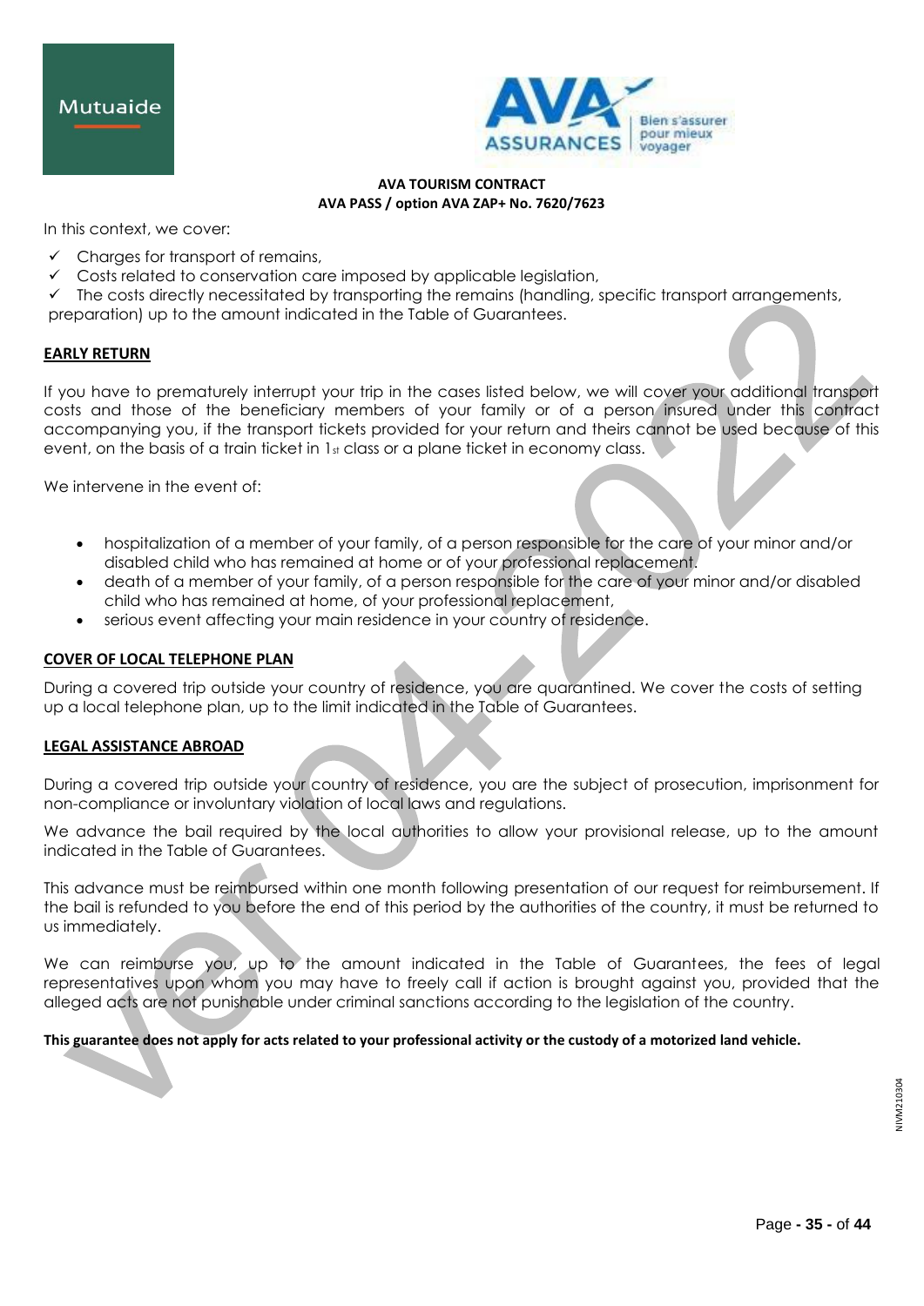In this context, we cover:

- ✓ Charges for transport of remains,
- ✓ Costs related to conservation care imposed by applicable legislation,
- ✓ The costs directly necessitated by transporting the remains (handling, specific transport arrangements, preparation) up to the amount indicated in the Table of Guarantees.

**EARLY RETURN**

If you have to prematurely interrupt your trip in the cases listed below, we will cover your additional transport costs and those of the beneficiary members of your family or of a person insured under this contract accompanying you, if the transport tickets provided for your return and theirs cannot be used because of this event, on the basis of a train ticket in 1st class or a plane ticket in economy class.

We intervene in the event of:

- hospitalization of a member of your family, of a person responsible for the care of your minor and/or disabled child who has remained at home or of your professional replacement.
- death of a member of your family, of a person responsible for the care of your minor and/or disabled child who has remained at home, of your professional replacement,
- serious event affecting your main residence in your country of residence.

**COVER OF LOCAL TELEPHONE PLAN**

During a covered trip outside your country of residence, you are quarantined. We cover the costs of setting up a local telephone plan, up to the limit indicated in the Table of Guarantees.

**LEGAL ASSISTANCE ABROAD**

During a covered trip outside your country of residence, you are the subject of prosecution, imprisonment for non-compliance or involuntary violation of local laws and regulations.

We advance the bail required by the local authorities to allow your provisional release, up to the amount indicated in the Table of Guarantees.

This advance must be reimbursed within one month following presentation of our request for reimbursement. If the bail is refunded to you before the end of this period by the authorities of the country, it must be returned to us immediately.

We can reimburse you, up to the amount indicated in the Table of Guarantees, the fees of legal representatives upon whom you may have to freely call if action is brought against you, provided that the alleged acts are not punishable under criminal sanctions according to the legislation of the country.

**This guarantee does not apply for acts related to your professional activity or the custody of a motorized land vehicle.**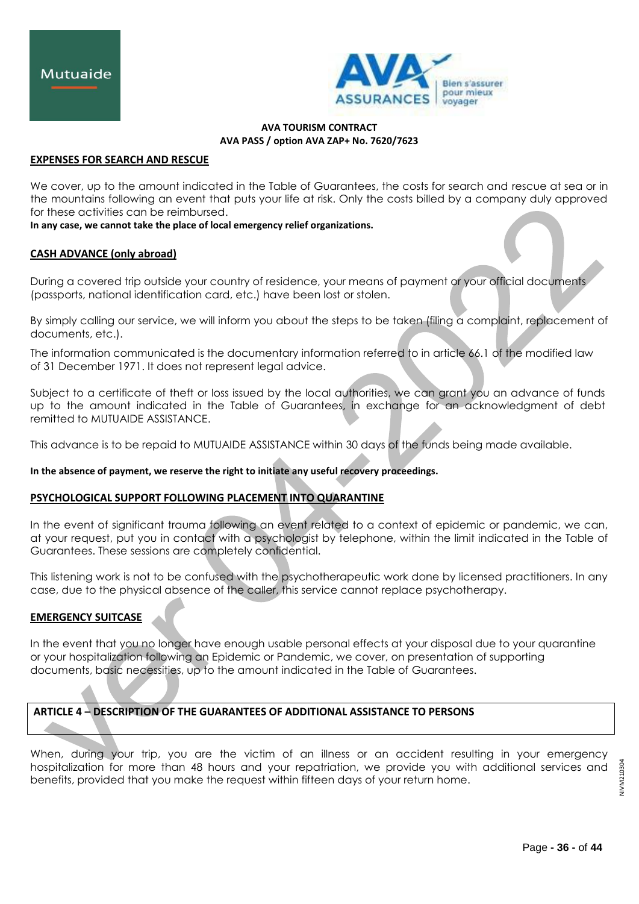**AVA TOURISM CONTRACT**
**AVA PASS / option AVA ZAP+ No. 7620/7623**

## EXPENSES FOR SEARCH AND RESCUE

We cover, up to the amount indicated in the Table of Guarantees, the costs for search and rescue at sea or in the mountains following an event that puts your life at risk. Only the costs billed by a company duly approved for these activities can be reimbursed.

**In any case, we cannot take the place of local emergency relief organizations.**

## CASH ADVANCE (only abroad)

During a covered trip outside your country of residence, your means of payment or your official documents (passports, national identification card, etc.) have been lost or stolen.

By simply calling our service, we will inform you about the steps to be taken (filing a complaint, replacement of documents, etc.).

The information communicated is the documentary information referred to in article 66.1 of the modified law of 31 December 1971. It does not represent legal advice.

Subject to a certificate of theft or loss issued by the local authorities, we can grant you an advance of funds up to the amount indicated in the Table of Guarantees, in exchange for an acknowledgment of debt remitted to MUTUAIDE ASSISTANCE.

This advance is to be repaid to MUTUAIDE ASSISTANCE within 30 days of the funds being made available.

**In the absence of payment, we reserve the right to initiate any useful recovery proceedings.**

## PSYCHOLOGICAL SUPPORT FOLLOWING PLACEMENT INTO QUARANTINE

In the event of significant trauma following an event related to a context of epidemic or pandemic, we can, at your request, put you in contact with a psychologist by telephone, within the limit indicated in the Table of Guarantees. These sessions are completely confidential.

This listening work is not to be confused with the psychotherapeutic work done by licensed practitioners. In any case, due to the physical absence of the caller, this service cannot replace psychotherapy.

## EMERGENCY SUITCASE

In the event that you no longer have enough usable personal effects at your disposal due to your quarantine or your hospitalization following an Epidemic or Pandemic, we cover, on presentation of supporting documents, basic necessities, up to the amount indicated in the Table of Guarantees.

## ARTICLE 4 – DESCRIPTION OF THE GUARANTEES OF ADDITIONAL ASSISTANCE TO PERSONS

When, during your trip, you are the victim of an illness or an accident resulting in your emergency hospitalization for more than 48 hours and your repatriation, we provide you with additional services and benefits, provided that you make the request within fifteen days of your return home.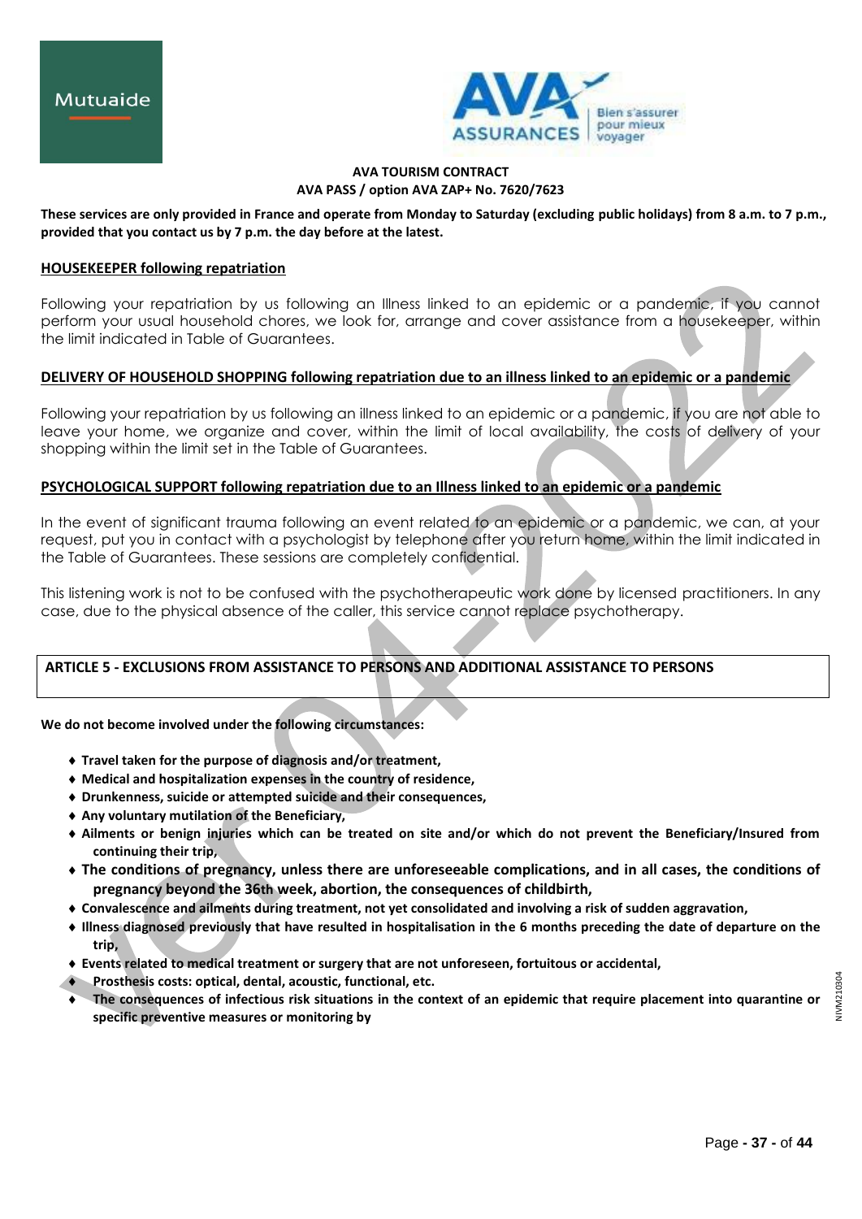**AVA TOURISM CONTRACT**
**AVA PASS / option AVA ZAP+ No. 7620/7623**

**These services are only provided in France and operate from Monday to Saturday (excluding public holidays) from 8 a.m. to 7 p.m., provided that you contact us by 7 p.m. the day before at the latest.**

**HOUSEKEEPER following repatriation**

Following your repatriation by us following an Illness linked to an epidemic or a pandemic, if you cannot perform your usual household chores, we look for, arrange and cover assistance from a housekeeper, within the limit indicated in Table of Guarantees.

**DELIVERY OF HOUSEHOLD SHOPPING following repatriation due to an illness linked to an epidemic or a pandemic**

Following your repatriation by us following an illness linked to an epidemic or a pandemic, if you are not able to leave your home, we organize and cover, within the limit of local availability, the costs of delivery of your shopping within the limit set in the Table of Guarantees.

**PSYCHOLOGICAL SUPPORT following repatriation due to an Illness linked to an epidemic or a pandemic**

In the event of significant trauma following an event related to an epidemic or a pandemic, we can, at your request, put you in contact with a psychologist by telephone after you return home, within the limit indicated in the Table of Guarantees. These sessions are completely confidential.

This listening work is not to be confused with the psychotherapeutic work done by licensed practitioners. In any case, due to the physical absence of the caller, this service cannot replace psychotherapy.

## ARTICLE 5 - EXCLUSIONS FROM ASSISTANCE TO PERSONS AND ADDITIONAL ASSISTANCE TO PERSONS

**We do not become involved under the following circumstances:**

- **Travel taken for the purpose of diagnosis and/or treatment,**
- **Medical and hospitalization expenses in the country of residence,**
- **Drunkenness, suicide or attempted suicide and their consequences,**
- **Any voluntary mutilation of the Beneficiary,**
- **Ailments or benign injuries which can be treated on site and/or which do not prevent the Beneficiary/Insured from continuing their trip,**
- **The conditions of pregnancy, unless there are unforeseeable complications, and in all cases, the conditions of pregnancy beyond the 36th week, abortion, the consequences of childbirth,**
- **Convalescence and ailments during treatment, not yet consolidated and involving a risk of sudden aggravation,**
- **Illness diagnosed previously that have resulted in hospitalisation in the 6 months preceding the date of departure on the trip,**
- **Events related to medical treatment or surgery that are not unforeseen, fortuitous or accidental,**
- **Prosthesis costs: optical, dental, acoustic, functional, etc.**
- **The consequences of infectious risk situations in the context of an epidemic that require placement into quarantine or specific preventive measures or monitoring by**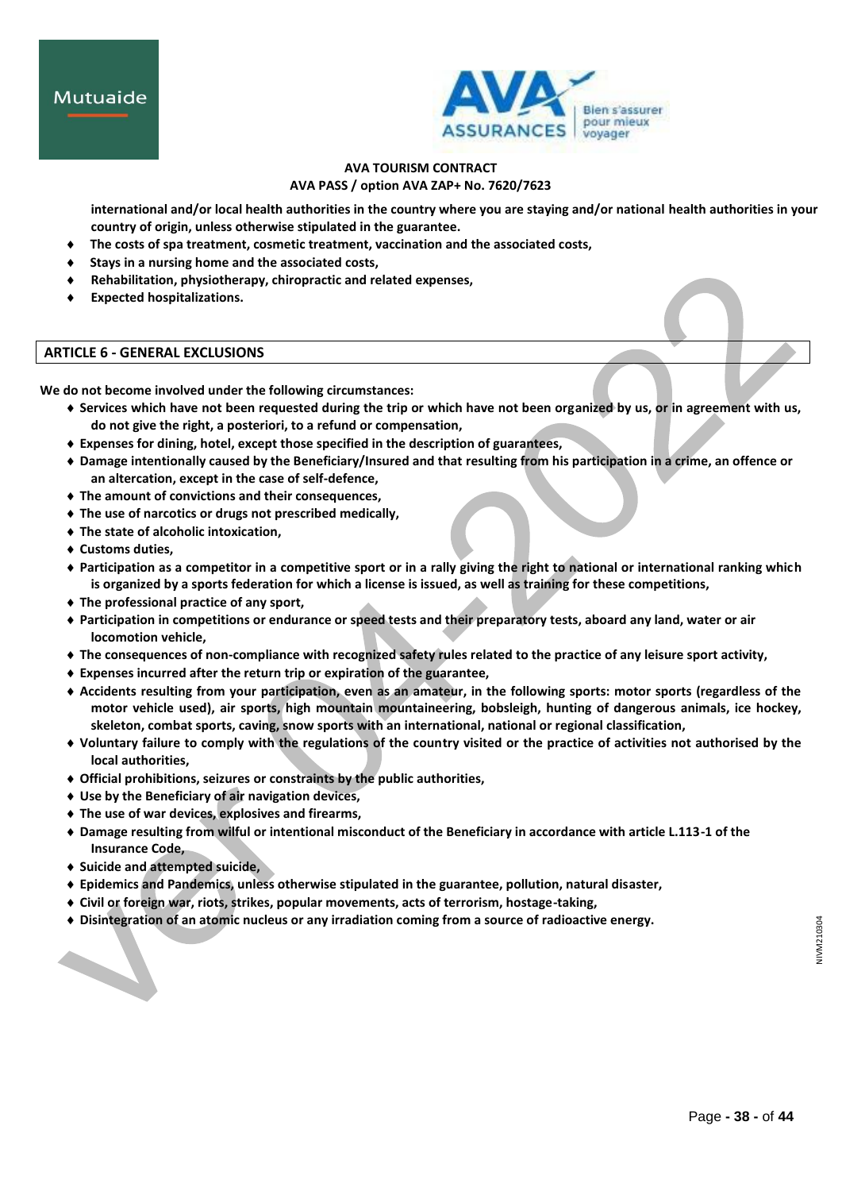**international and/or local health authorities in the country where you are staying and/or national health authorities in your country of origin, unless otherwise stipulated in the guarantee.**

- **The costs of spa treatment, cosmetic treatment, vaccination and the associated costs,**
- **Stays in a nursing home and the associated costs,**
- **Rehabilitation, physiotherapy, chiropractic and related expenses,**
- **Expected hospitalizations.**

## ARTICLE 6 - GENERAL EXCLUSIONS

**We do not become involved under the following circumstances:**

- **Services which have not been requested during the trip or which have not been organized by us, or in agreement with us, do not give the right, a posteriori, to a refund or compensation,**
- **Expenses for dining, hotel, except those specified in the description of guarantees,**
- **Damage intentionally caused by the Beneficiary/Insured and that resulting from his participation in a crime, an offence or an altercation, except in the case of self-defence,**
- **The amount of convictions and their consequences,**
- **The use of narcotics or drugs not prescribed medically,**
- **The state of alcoholic intoxication,**
- **Customs duties,**
- **Participation as a competitor in a competitive sport or in a rally giving the right to national or international ranking which is organized by a sports federation for which a license is issued, as well as training for these competitions,**
- **The professional practice of any sport,**
- **Participation in competitions or endurance or speed tests and their preparatory tests, aboard any land, water or air locomotion vehicle,**
- **The consequences of non-compliance with recognized safety rules related to the practice of any leisure sport activity,**
- **Expenses incurred after the return trip or expiration of the guarantee,**
- **Accidents resulting from your participation, even as an amateur, in the following sports: motor sports (regardless of the motor vehicle used), air sports, high mountain mountaineering, bobsleigh, hunting of dangerous animals, ice hockey, skeleton, combat sports, caving, snow sports with an international, national or regional classification,**
- **Voluntary failure to comply with the regulations of the country visited or the practice of activities not authorised by the local authorities,**
- **Official prohibitions, seizures or constraints by the public authorities,**
- **Use by the Beneficiary of air navigation devices,**
- **The use of war devices, explosives and firearms,**
- **Damage resulting from wilful or intentional misconduct of the Beneficiary in accordance with article L.113-1 of the Insurance Code,**
- **Suicide and attempted suicide,**
- **Epidemics and Pandemics, unless otherwise stipulated in the guarantee, pollution, natural disaster,**
- **Civil or foreign war, riots, strikes, popular movements, acts of terrorism, hostage-taking,**
- **Disintegration of an atomic nucleus or any irradiation coming from a source of radioactive energy.**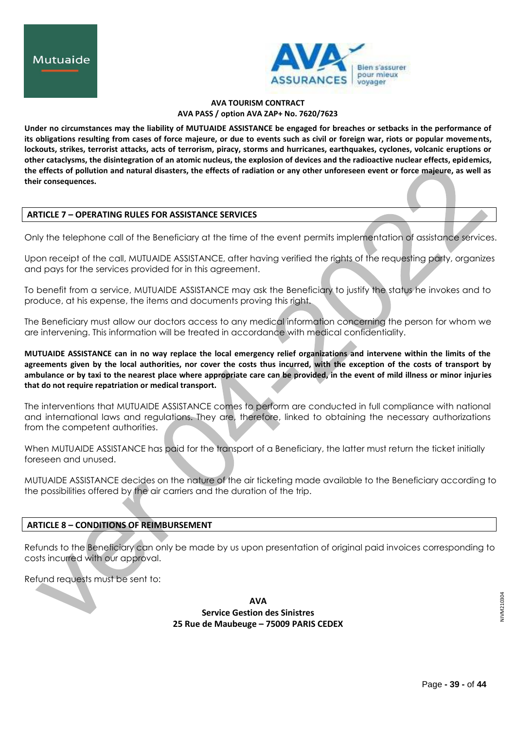**AVA TOURISM CONTRACT**
**AVA PASS / option AVA ZAP+ No. 7620/7623**

**Under no circumstances may the liability of MUTUAIDE ASSISTANCE be engaged for breaches or setbacks in the performance of its obligations resulting from cases of force majeure, or due to events such as civil or foreign war, riots or popular movements, lockouts, strikes, terrorist attacks, acts of terrorism, piracy, storms and hurricanes, earthquakes, cyclones, volcanic eruptions or other cataclysms, the disintegration of an atomic nucleus, the explosion of devices and the radioactive nuclear effects, epidemics, the effects of pollution and natural disasters, the effects of radiation or any other unforeseen event or force majeure, as well as their consequences.**

## ARTICLE 7 – OPERATING RULES FOR ASSISTANCE SERVICES

Only the telephone call of the Beneficiary at the time of the event permits implementation of assistance services.

Upon receipt of the call, MUTUAIDE ASSISTANCE, after having verified the rights of the requesting party, organizes and pays for the services provided for in this agreement.

To benefit from a service, MUTUAIDE ASSISTANCE may ask the Beneficiary to justify the status he invokes and to produce, at his expense, the items and documents proving this right.

The Beneficiary must allow our doctors access to any medical information concerning the person for whom we are intervening. This information will be treated in accordance with medical confidentiality.

**MUTUAIDE ASSISTANCE can in no way replace the local emergency relief organizations and intervene within the limits of the agreements given by the local authorities, nor cover the costs thus incurred, with the exception of the costs of transport by ambulance or by taxi to the nearest place where appropriate care can be provided, in the event of mild illness or minor injuries that do not require repatriation or medical transport.**

The interventions that MUTUAIDE ASSISTANCE comes to perform are conducted in full compliance with national and international laws and regulations. They are, therefore, linked to obtaining the necessary authorizations from the competent authorities.

When MUTUAIDE ASSISTANCE has paid for the transport of a Beneficiary, the latter must return the ticket initially foreseen and unused.

MUTUAIDE ASSISTANCE decides on the nature of the air ticketing made available to the Beneficiary according to the possibilities offered by the air carriers and the duration of the trip.

## ARTICLE 8 – CONDITIONS OF REIMBURSEMENT

Refunds to the Beneficiary can only be made by us upon presentation of original paid invoices corresponding to costs incurred with our approval.

Refund requests must be sent to:

**AVA**
**Service Gestion des Sinistres**
**25 Rue de Maubeuge – 75009 PARIS CEDEX**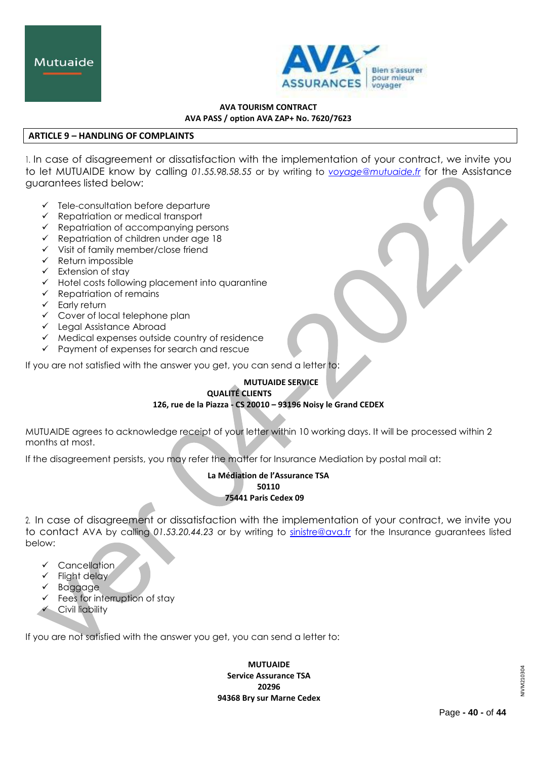**AVA TOURISM CONTRACT**
**AVA PASS / option AVA ZAP+ No. 7620/7623**

## ARTICLE 9 – HANDLING OF COMPLAINTS

1. In case of disagreement or dissatisfaction with the implementation of your contract, we invite you to let MUTUAIDE know by calling *01.55.98.58.55* or by writing to *voyage@mutuaide.fr* for the Assistance guarantees listed below:

- ✓ Tele-consultation before departure
- ✓ Repatriation or medical transport
- ✓ Repatriation of accompanying persons
- ✓ Repatriation of children under age 18
- ✓ Visit of family member/close friend
- ✓ Return impossible
- ✓ Extension of stay
- ✓ Hotel costs following placement into quarantine
- ✓ Repatriation of remains
- ✓ Early return
- ✓ Cover of local telephone plan
- ✓ Legal Assistance Abroad
- ✓ Medical expenses outside country of residence
- ✓ Payment of expenses for search and rescue

If you are not satisfied with the answer you get, you can send a letter to:

**MUTUAIDE SERVICE**
**QUALITÉ CLIENTS**
**126, rue de la Piazza - CS 20010 – 93196 Noisy le Grand CEDEX**

MUTUAIDE agrees to acknowledge receipt of your letter within 10 working days. It will be processed within 2 months at most.

If the disagreement persists, you may refer the matter for Insurance Mediation by postal mail at:

**La Médiation de l'Assurance TSA**
**50110**
**75441 Paris Cedex 09**

2. In case of disagreement or dissatisfaction with the implementation of your contract, we invite you to contact AVA by calling *01.53.20.44.23* or by writing to sinistre@ava.fr for the Insurance guarantees listed below:

- ✓ Cancellation
- ✓ Flight delay
- ✓ Baggage
- ✓ Fees for interruption of stay
- ✓ Civil liability

If you are not satisfied with the answer you get, you can send a letter to:

**MUTUAIDE**
**Service Assurance TSA**
**20296**
**94368 Bry sur Marne Cedex**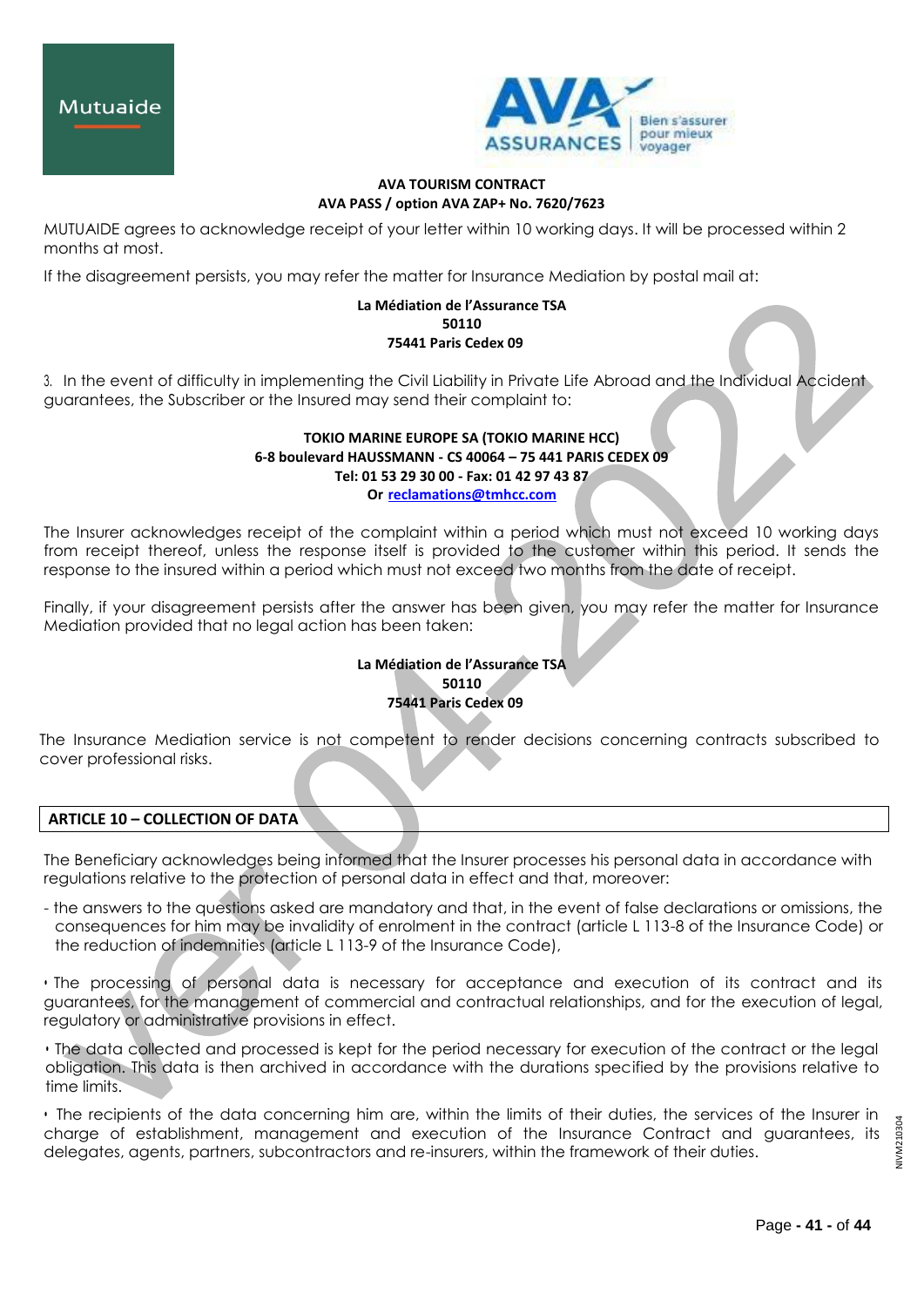MUTUAIDE agrees to acknowledge receipt of your letter within 10 working days. It will be processed within 2 months at most.

If the disagreement persists, you may refer the matter for Insurance Mediation by postal mail at:

**La Médiation de l'Assurance TSA**
**50110**
**75441 Paris Cedex 09**

3. In the event of difficulty in implementing the Civil Liability in Private Life Abroad and the Individual Accident guarantees, the Subscriber or the Insured may send their complaint to:

**TOKIO MARINE EUROPE SA (TOKIO MARINE HCC)**
**6-8 boulevard HAUSSMANN - CS 40064 – 75 441 PARIS CEDEX 09**
**Tel: 01 53 29 30 00 - Fax: 01 42 97 43 87**
**Or reclamations@tmhcc.com**

The Insurer acknowledges receipt of the complaint within a period which must not exceed 10 working days from receipt thereof, unless the response itself is provided to the customer within this period. It sends the response to the insured within a period which must not exceed two months from the date of receipt.

Finally, if your disagreement persists after the answer has been given, you may refer the matter for Insurance Mediation provided that no legal action has been taken:

**La Médiation de l'Assurance TSA**
**50110**
**75441 Paris Cedex 09**

The Insurance Mediation service is not competent to render decisions concerning contracts subscribed to cover professional risks.

## ARTICLE 10 – COLLECTION OF DATA

The Beneficiary acknowledges being informed that the Insurer processes his personal data in accordance with regulations relative to the protection of personal data in effect and that, moreover:

- the answers to the questions asked are mandatory and that, in the event of false declarations or omissions, the consequences for him may be invalidity of enrolment in the contract (article L 113-8 of the Insurance Code) or the reduction of indemnities (article L 113-9 of the Insurance Code),

• The processing of personal data is necessary for acceptance and execution of its contract and its guarantees, for the management of commercial and contractual relationships, and for the execution of legal, regulatory or administrative provisions in effect.

• The data collected and processed is kept for the period necessary for execution of the contract or the legal obligation. This data is then archived in accordance with the durations specified by the provisions relative to time limits.

• The recipients of the data concerning him are, within the limits of their duties, the services of the Insurer in charge of establishment, management and execution of the Insurance Contract and guarantees, its delegates, agents, partners, subcontractors and re-insurers, within the framework of their duties.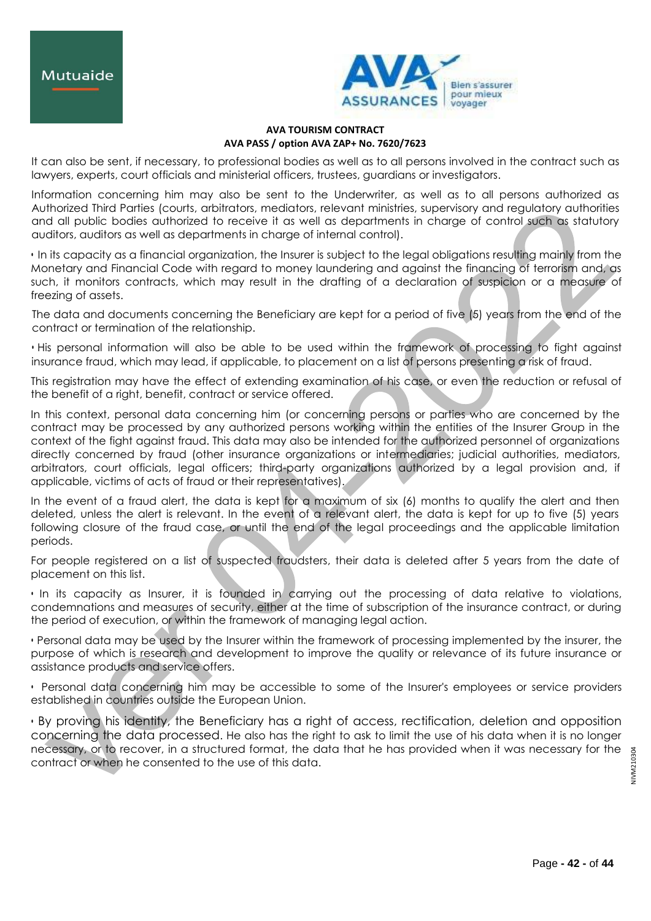It can also be sent, if necessary, to professional bodies as well as to all persons involved in the contract such as lawyers, experts, court officials and ministerial officers, trustees, guardians or investigators.

Information concerning him may also be sent to the Underwriter, as well as to all persons authorized as Authorized Third Parties (courts, arbitrators, mediators, relevant ministries, supervisory and regulatory authorities and all public bodies authorized to receive it as well as departments in charge of control such as statutory auditors, auditors as well as departments in charge of internal control).

• In its capacity as a financial organization, the Insurer is subject to the legal obligations resulting mainly from the Monetary and Financial Code with regard to money laundering and against the financing of terrorism and, as such, it monitors contracts, which may result in the drafting of a declaration of suspicion or a measure of freezing of assets.

The data and documents concerning the Beneficiary are kept for a period of five (5) years from the end of the contract or termination of the relationship.

• His personal information will also be able to be used within the framework of processing to fight against insurance fraud, which may lead, if applicable, to placement on a list of persons presenting a risk of fraud.

This registration may have the effect of extending examination of his case, or even the reduction or refusal of the benefit of a right, benefit, contract or service offered.

In this context, personal data concerning him (or concerning persons or parties who are concerned by the contract may be processed by any authorized persons working within the entities of the Insurer Group in the context of the fight against fraud. This data may also be intended for the authorized personnel of organizations directly concerned by fraud (other insurance organizations or intermediaries; judicial authorities, mediators, arbitrators, court officials, legal officers; third-party organizations authorized by a legal provision and, if applicable, victims of acts of fraud or their representatives).

In the event of a fraud alert, the data is kept for a maximum of six (6) months to qualify the alert and then deleted, unless the alert is relevant. In the event of a relevant alert, the data is kept for up to five (5) years following closure of the fraud case, or until the end of the legal proceedings and the applicable limitation periods.

For people registered on a list of suspected fraudsters, their data is deleted after 5 years from the date of placement on this list.

• In its capacity as Insurer, it is founded in carrying out the processing of data relative to violations, condemnations and measures of security, either at the time of subscription of the insurance contract, or during the period of execution, or within the framework of managing legal action.

• Personal data may be used by the Insurer within the framework of processing implemented by the insurer, the purpose of which is research and development to improve the quality or relevance of its future insurance or assistance products and service offers.

• Personal data concerning him may be accessible to some of the Insurer's employees or service providers established in countries outside the European Union.

• By proving his identity, the Beneficiary has a right of access, rectification, deletion and opposition concerning the data processed. He also has the right to ask to limit the use of his data when it is no longer necessary, or to recover, in a structured format, the data that he has provided when it was necessary for the contract or when he consented to the use of this data.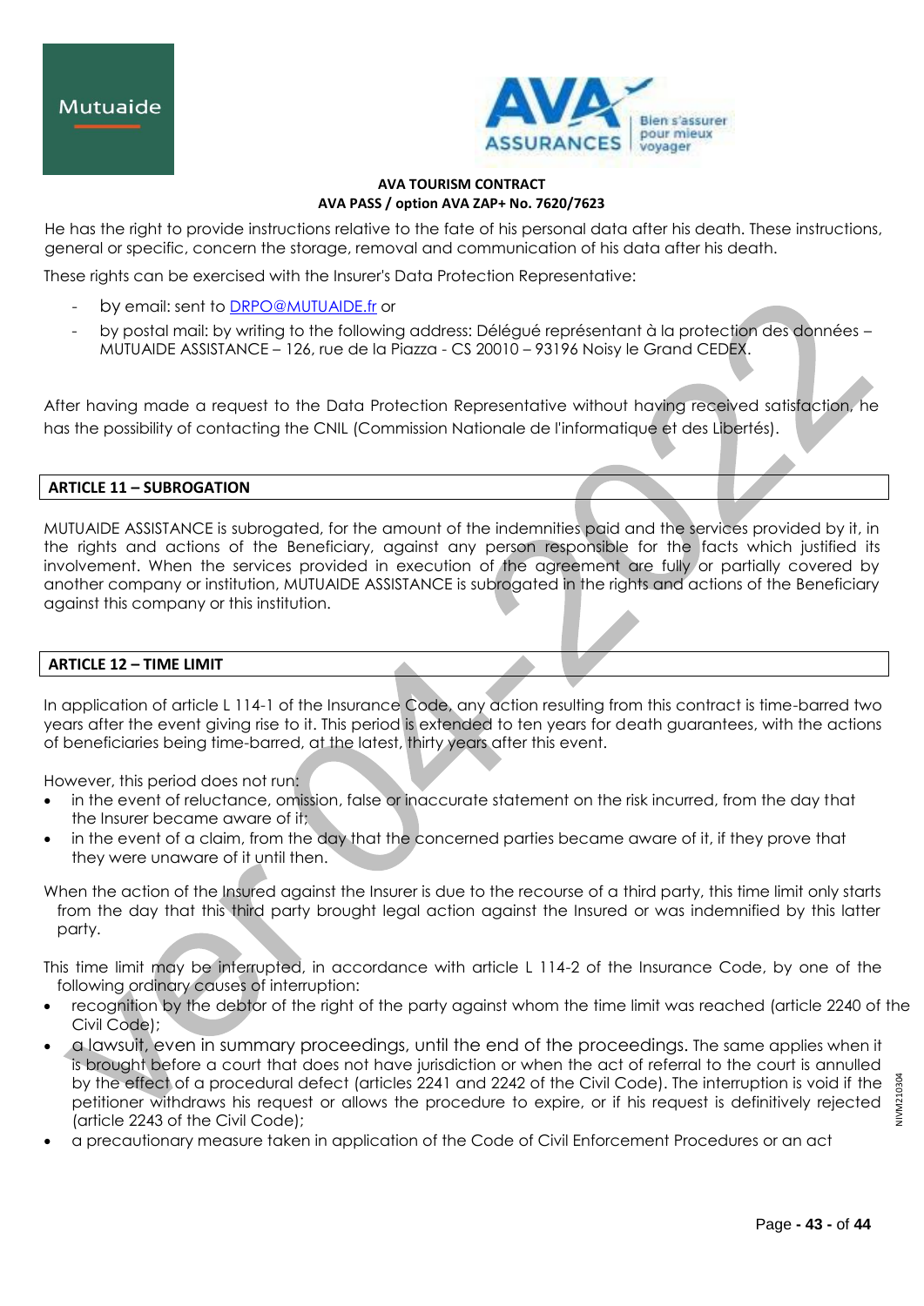He has the right to provide instructions relative to the fate of his personal data after his death. These instructions, general or specific, concern the storage, removal and communication of his data after his death.

These rights can be exercised with the Insurer's Data Protection Representative:

- by email: sent to DRPO@MUTUAIDE.fr or
- by postal mail: by writing to the following address: Délégué représentant à la protection des données – MUTUAIDE ASSISTANCE – 126, rue de la Piazza - CS 20010 – 93196 Noisy le Grand CEDEX.

After having made a request to the Data Protection Representative without having received satisfaction, he has the possibility of contacting the CNIL (Commission Nationale de l'informatique et des Libertés).

## ARTICLE 11 – SUBROGATION

MUTUAIDE ASSISTANCE is subrogated, for the amount of the indemnities paid and the services provided by it, in the rights and actions of the Beneficiary, against any person responsible for the facts which justified its involvement. When the services provided in execution of the agreement are fully or partially covered by another company or institution, MUTUAIDE ASSISTANCE is subrogated in the rights and actions of the Beneficiary against this company or this institution.

## ARTICLE 12 – TIME LIMIT

In application of article L 114-1 of the Insurance Code, any action resulting from this contract is time-barred two years after the event giving rise to it. This period is extended to ten years for death guarantees, with the actions of beneficiaries being time-barred, at the latest, thirty years after this event.

However, this period does not run:

- in the event of reluctance, omission, false or inaccurate statement on the risk incurred, from the day that the Insurer became aware of it;
- in the event of a claim, from the day that the concerned parties became aware of it, if they prove that they were unaware of it until then.

When the action of the Insured against the Insurer is due to the recourse of a third party, this time limit only starts from the day that this third party brought legal action against the Insured or was indemnified by this latter party.

This time limit may be interrupted, in accordance with article L 114-2 of the Insurance Code, by one of the following ordinary causes of interruption:

- recognition by the debtor of the right of the party against whom the time limit was reached (article 2240 of the Civil Code);
- a lawsuit, even in summary proceedings, until the end of the proceedings. The same applies when it is brought before a court that does not have jurisdiction or when the act of referral to the court is annulled by the effect of a procedural defect (articles 2241 and 2242 of the Civil Code). The interruption is void if the petitioner withdraws his request or allows the procedure to expire, or if his request is definitively rejected (article 2243 of the Civil Code);
- a precautionary measure taken in application of the Code of Civil Enforcement Procedures or an act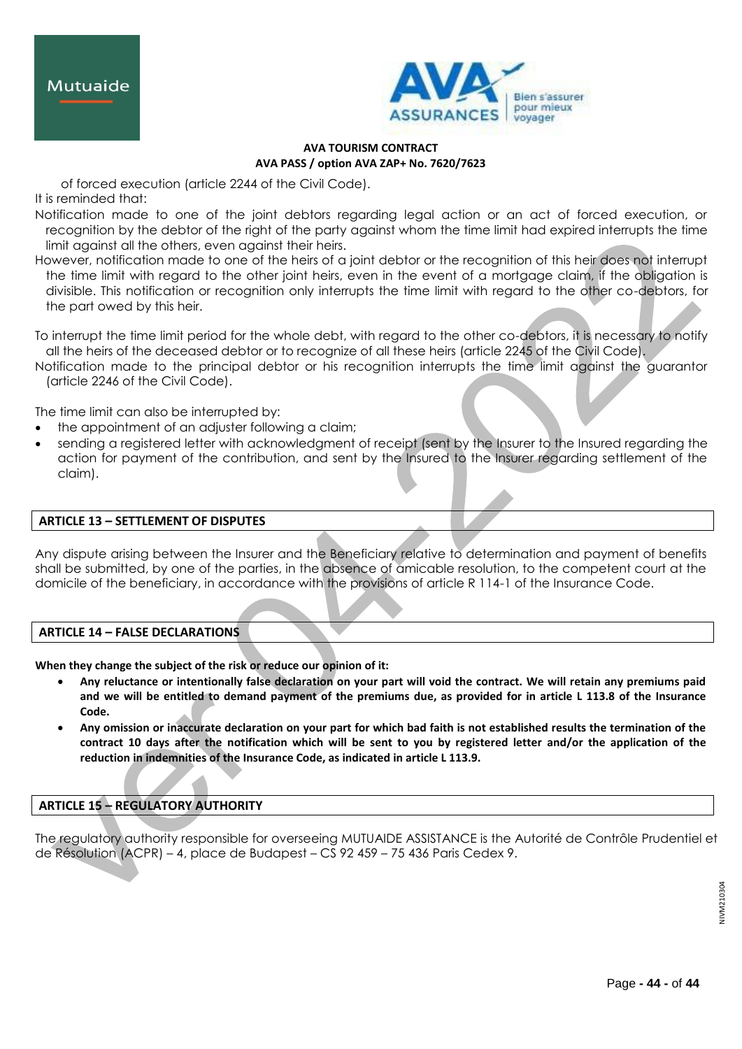of forced execution (article 2244 of the Civil Code).

It is reminded that:

Notification made to one of the joint debtors regarding legal action or an act of forced execution, or recognition by the debtor of the right of the party against whom the time limit had expired interrupts the time limit against all the others, even against their heirs.

However, notification made to one of the heirs of a joint debtor or the recognition of this heir does not interrupt the time limit with regard to the other joint heirs, even in the event of a mortgage claim, if the obligation is divisible. This notification or recognition only interrupts the time limit with regard to the other co-debtors, for the part owed by this heir.

To interrupt the time limit period for the whole debt, with regard to the other co-debtors, it is necessary to notify all the heirs of the deceased debtor or to recognize of all these heirs (article 2245 of the Civil Code).

Notification made to the principal debtor or his recognition interrupts the time limit against the guarantor (article 2246 of the Civil Code).

The time limit can also be interrupted by:

- the appointment of an adjuster following a claim;
- sending a registered letter with acknowledgment of receipt (sent by the Insurer to the Insured regarding the action for payment of the contribution, and sent by the Insured to the Insurer regarding settlement of the claim).

## ARTICLE 13 – SETTLEMENT OF DISPUTES

Any dispute arising between the Insurer and the Beneficiary relative to determination and payment of benefits shall be submitted, by one of the parties, in the absence of amicable resolution, to the competent court at the domicile of the beneficiary, in accordance with the provisions of article R 114-1 of the Insurance Code.

## ARTICLE 14 – FALSE DECLARATIONS

**When they change the subject of the risk or reduce our opinion of it:**

- **Any reluctance or intentionally false declaration on your part will void the contract. We will retain any premiums paid and we will be entitled to demand payment of the premiums due, as provided for in article L 113.8 of the Insurance Code.**
- **Any omission or inaccurate declaration on your part for which bad faith is not established results the termination of the contract 10 days after the notification which will be sent to you by registered letter and/or the application of the reduction in indemnities of the Insurance Code, as indicated in article L 113.9.**

## ARTICLE 15 – REGULATORY AUTHORITY

The regulatory authority responsible for overseeing MUTUAIDE ASSISTANCE is the Autorité de Contrôle Prudentiel et de Résolution (ACPR) – 4, place de Budapest – CS 92 459 – 75 436 Paris Cedex 9.